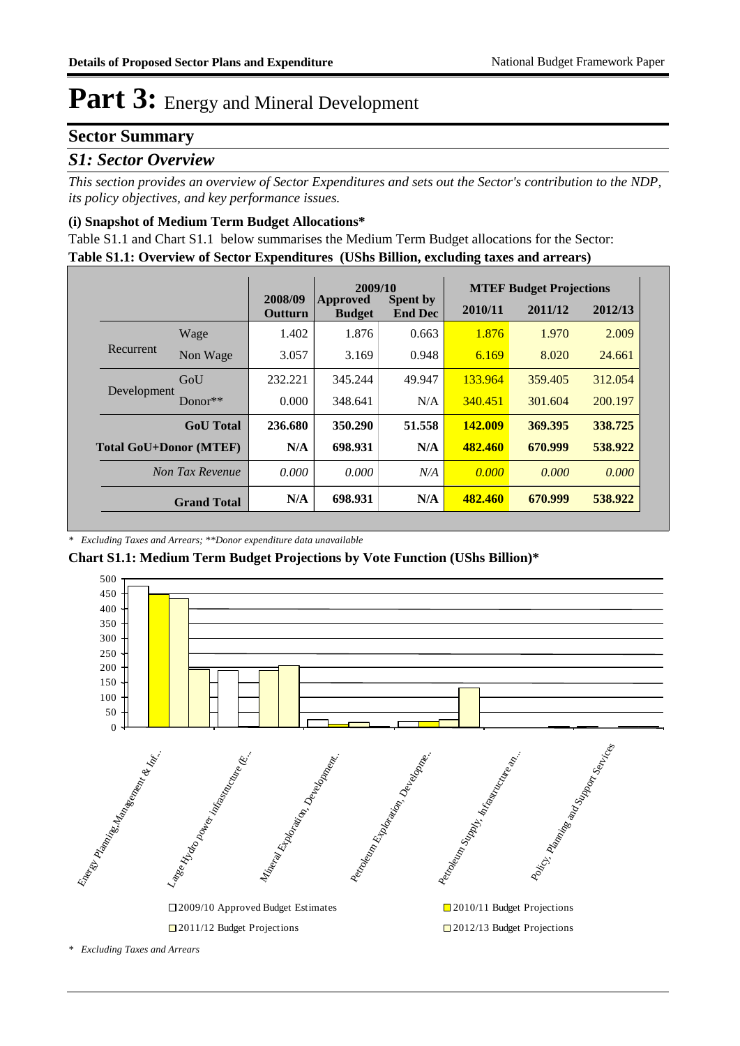# Part 3: Energy and Mineral Development

## Sector Summary

### *S1: Sector Overview*

*This section provides an overview of Sector Expenditures and sets out the Sector's contribution to the NDP, its policy objectives, and key performance issues.*

#### (i) Snapshot of Medium Term Budget Allocations*

Table S1.1 and Chart S1.1 below summarises the Medium Term Budget allocations for the Sector:

**Table S1.1: Overview of Sector Expenditures (UShs Billion, excluding taxes and arrears)**

| | | 2008/09 Outturn | 2009/10 Approved Budget | 2009/10 Spent by End Dec | MTEF Budget Projections 2010/11 | 2011/12 | 2012/13 |
|---|---|---|---|---|---|---|---|
| Recurrent | Wage | 1.402 | 1.876 | 0.663 | 1.876 | 1.970 | 2.009 |
| | Non Wage | 3.057 | 3.169 | 0.948 | 6.169 | 8.020 | 24.661 |
| Development | GoU | 232.221 | 345.244 | 49.947 | 133.964 | 359.405 | 312.054 |
| | Donor** | 0.000 | 348.641 | N/A | 340.451 | 301.604 | 200.197 |
| **GoU Total** | | **236.680** | **350.290** | **51.558** | **142.009** | **369.395** | **338.725** |
| **Total GoU+Donor (MTEF)** | | **N/A** | **698.931** | **N/A** | **482.460** | **670.999** | **538.922** |
| *Non Tax Revenue* | | *0.000* | *0.000* | *N/A* | *0.000* | *0.000* | *0.000* |
| **Grand Total** | | **N/A** | **698.931** | **N/A** | **482.460** | **670.999** | **538.922** |

*\* Excluding Taxes and Arrears; \*\*Donor expenditure data unavailable*

**Chart S1.1: Medium Term Budget Projections by Vote Function (UShs Billion)***

*\* Excluding Taxes and Arrears*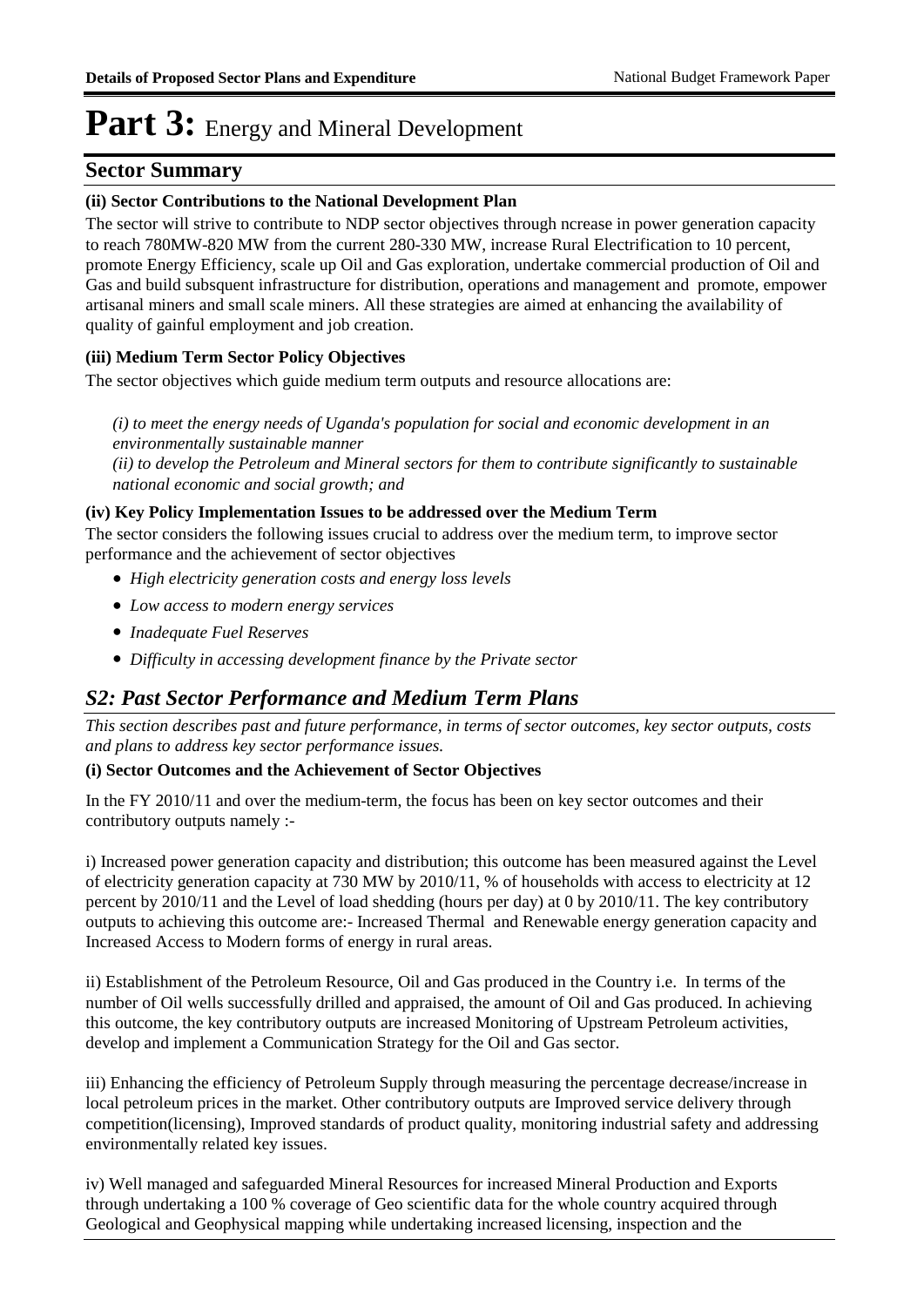# Part 3: Energy and Mineral Development

## Sector Summary

**(ii) Sector Contributions to the National Development Plan**

The sector will strive to contribute to NDP sector objectives through ncrease in power generation capacity to reach 780MW-820 MW from the current 280-330 MW, increase Rural Electrification to 10 percent, promote Energy Efficiency, scale up Oil and Gas exploration, undertake commercial production of Oil and Gas and build subsquent infrastructure for distribution, operations and management and promote, empower artisanal miners and small scale miners. All these strategies are aimed at enhancing the availability of quality of gainful employment and job creation.

**(iii) Medium Term Sector Policy Objectives**

The sector objectives which guide medium term outputs and resource allocations are:

*(i) to meet the energy needs of Uganda's population for social and economic development in an environmentally sustainable manner*
*(ii) to develop the Petroleum and Mineral sectors for them to contribute significantly to sustainable national economic and social growth; and*

**(iv) Key Policy Implementation Issues to be addressed over the Medium Term**

The sector considers the following issues crucial to address over the medium term, to improve sector performance and the achievement of sector objectives

- *High electricity generation costs and energy loss levels*
- *Low access to modern energy services*
- *Inadequate Fuel Reserves*
- *Difficulty in accessing development finance by the Private sector*

## *S2: Past Sector Performance and Medium Term Plans*

*This section describes past and future performance, in terms of sector outcomes, key sector outputs, costs and plans to address key sector performance issues.*

**(i) Sector Outcomes and the Achievement of Sector Objectives**

In the FY 2010/11 and over the medium-term, the focus has been on key sector outcomes and their contributory outputs namely :-

i) Increased power generation capacity and distribution; this outcome has been measured against the Level of electricity generation capacity at 730 MW by 2010/11, % of households with access to electricity at 12 percent by 2010/11 and the Level of load shedding (hours per day) at 0 by 2010/11. The key contributory outputs to achieving this outcome are:- Increased Thermal and Renewable energy generation capacity and Increased Access to Modern forms of energy in rural areas.

ii) Establishment of the Petroleum Resource, Oil and Gas produced in the Country i.e. In terms of the number of Oil wells successfully drilled and appraised, the amount of Oil and Gas produced. In achieving this outcome, the key contributory outputs are increased Monitoring of Upstream Petroleum activities, develop and implement a Communication Strategy for the Oil and Gas sector.

iii) Enhancing the efficiency of Petroleum Supply through measuring the percentage decrease/increase in local petroleum prices in the market. Other contributory outputs are Improved service delivery through competition(licensing), Improved standards of product quality, monitoring industrial safety and addressing environmentally related key issues.

iv) Well managed and safeguarded Mineral Resources for increased Mineral Production and Exports through undertaking a 100 % coverage of Geo scientific data for the whole country acquired through Geological and Geophysical mapping while undertaking increased licensing, inspection and the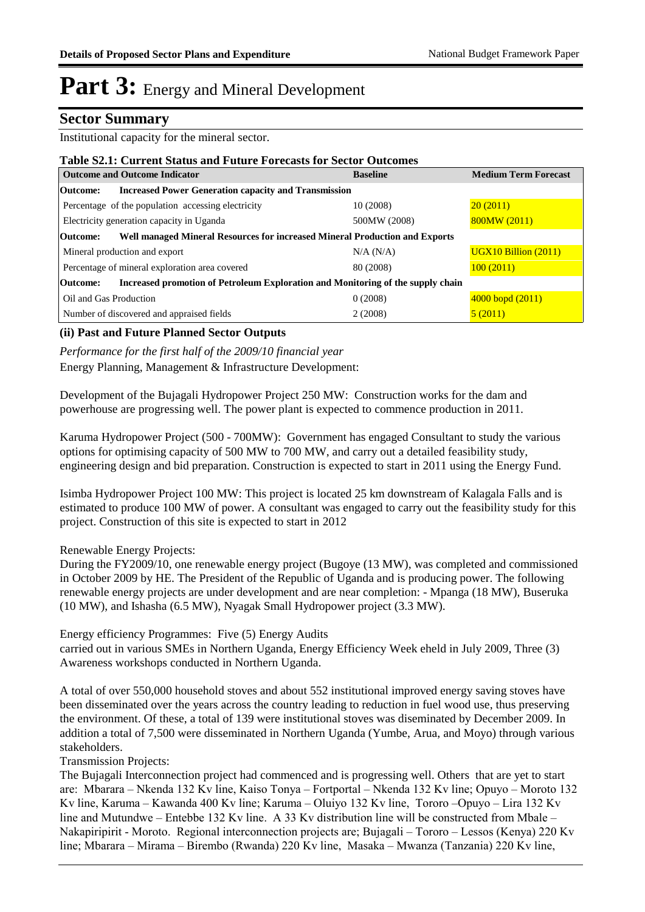# Part 3: Energy and Mineral Development

## Sector Summary

Institutional capacity for the mineral sector.

**Table S2.1: Current Status and Future Forecasts for Sector Outcomes**

| Outcome and Outcome Indicator | Baseline | Medium Term Forecast |
|---|---|---|
| **Outcome: Increased Power Generation capacity and Transmission** | | |
| Percentage of the population accessing electricity | 10 (2008) | 20 (2011) |
| Electricity generation capacity in Uganda | 500MW (2008) | 800MW (2011) |
| **Outcome: Well managed Mineral Resources for increased Mineral Production and Exports** | | |
| Mineral production and export | N/A (N/A) | UGX10 Billion (2011) |
| Percentage of mineral exploration area covered | 80 (2008) | 100 (2011) |
| **Outcome: Increased promotion of Petroleum Exploration and Monitoring of the supply chain** | | |
| Oil and Gas Production | 0 (2008) | 4000 bopd (2011) |
| Number of discovered and appraised fields | 2 (2008) | 5 (2011) |

### (ii) Past and Future Planned Sector Outputs

*Performance for the first half of the 2009/10 financial year*

Energy Planning, Management & Infrastructure Development:

Development of the Bujagali Hydropower Project 250 MW: Construction works for the dam and powerhouse are progressing well. The power plant is expected to commence production in 2011.

Karuma Hydropower Project (500 - 700MW): Government has engaged Consultant to study the various options for optimising capacity of 500 MW to 700 MW, and carry out a detailed feasibility study, engineering design and bid preparation. Construction is expected to start in 2011 using the Energy Fund.

Isimba Hydropower Project 100 MW: This project is located 25 km downstream of Kalagala Falls and is estimated to produce 100 MW of power. A consultant was engaged to carry out the feasibility study for this project. Construction of this site is expected to start in 2012

Renewable Energy Projects:

During the FY2009/10, one renewable energy project (Bugoye (13 MW), was completed and commissioned in October 2009 by HE. The President of the Republic of Uganda and is producing power. The following renewable energy projects are under development and are near completion: - Mpanga (18 MW), Buseruka (10 MW), and Ishasha (6.5 MW), Nyagak Small Hydropower project (3.3 MW).

Energy efficiency Programmes: Five (5) Energy Audits carried out in various SMEs in Northern Uganda, Energy Efficiency Week eheld in July 2009, Three (3) Awareness workshops conducted in Northern Uganda.

A total of over 550,000 household stoves and about 552 institutional improved energy saving stoves have been disseminated over the years across the country leading to reduction in fuel wood use, thus preserving the environment. Of these, a total of 139 were institutional stoves was diseminated by December 2009. In addition a total of 7,500 were disseminated in Northern Uganda (Yumbe, Arua, and Moyo) through various stakeholders.

Transmission Projects:

The Bujagali Interconnection project had commenced and is progressing well. Others that are yet to start are: Mbarara – Nkenda 132 Kv line, Kaiso Tonya – Fortportal – Nkenda 132 Kv line; Opuyo – Moroto 132 Kv line, Karuma – Kawanda 400 Kv line; Karuma – Oluiyo 132 Kv line, Tororo –Opuyo – Lira 132 Kv line and Mutundwe – Entebbe 132 Kv line. A 33 Kv distribution line will be constructed from Mbale – Nakapiripirit - Moroto. Regional interconnection projects are; Bujagali – Tororo – Lessos (Kenya) 220 Kv line; Mbarara – Mirama – Birembo (Rwanda) 220 Kv line, Masaka – Mwanza (Tanzania) 220 Kv line,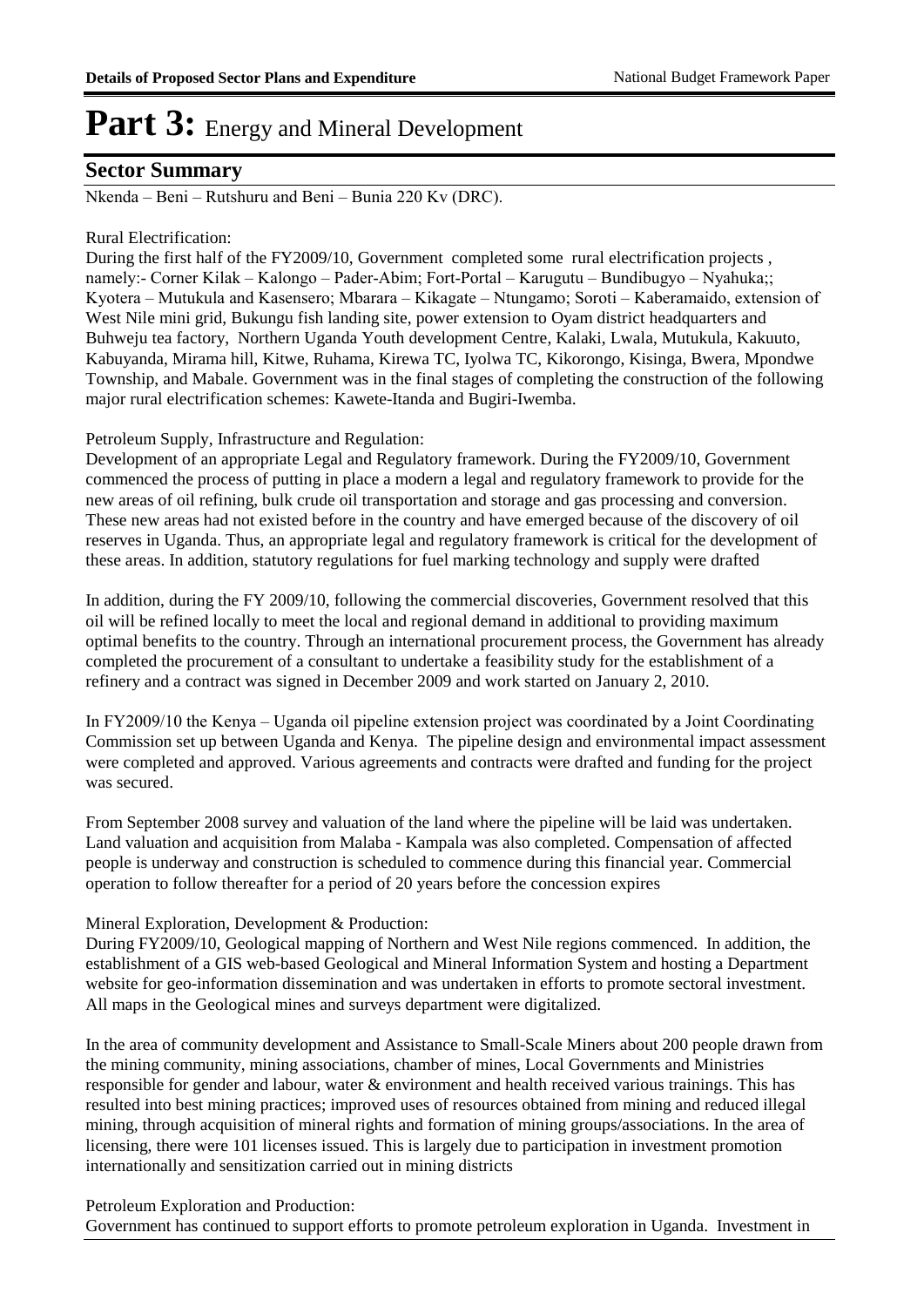# Part 3: Energy and Mineral Development

## Sector Summary

Nkenda – Beni – Rutshuru and Beni – Bunia 220 Kv (DRC).

Rural Electrification:
During the first half of the FY2009/10, Government completed some rural electrification projects , namely:- Corner Kilak – Kalongo – Pader-Abim; Fort-Portal – Karugutu – Bundibugyo – Nyahuka;; Kyotera – Mutukula and Kasensero; Mbarara – Kikagate – Ntungamo; Soroti – Kaberamaido, extension of West Nile mini grid, Bukungu fish landing site, power extension to Oyam district headquarters and Buhweju tea factory, Northern Uganda Youth development Centre, Kalaki, Lwala, Mutukula, Kakuuto, Kabuyanda, Mirama hill, Kitwe, Ruhama, Kirewa TC, Iyolwa TC, Kikorongo, Kisinga, Bwera, Mpondwe Township, and Mabale. Government was in the final stages of completing the construction of the following major rural electrification schemes: Kawete-Itanda and Bugiri-Iwemba.

Petroleum Supply, Infrastructure and Regulation:
Development of an appropriate Legal and Regulatory framework. During the FY2009/10, Government commenced the process of putting in place a modern a legal and regulatory framework to provide for the new areas of oil refining, bulk crude oil transportation and storage and gas processing and conversion. These new areas had not existed before in the country and have emerged because of the discovery of oil reserves in Uganda. Thus, an appropriate legal and regulatory framework is critical for the development of these areas. In addition, statutory regulations for fuel marking technology and supply were drafted

In addition, during the FY 2009/10, following the commercial discoveries, Government resolved that this oil will be refined locally to meet the local and regional demand in additional to providing maximum optimal benefits to the country. Through an international procurement process, the Government has already completed the procurement of a consultant to undertake a feasibility study for the establishment of a refinery and a contract was signed in December 2009 and work started on January 2, 2010.

In FY2009/10 the Kenya – Uganda oil pipeline extension project was coordinated by a Joint Coordinating Commission set up between Uganda and Kenya. The pipeline design and environmental impact assessment were completed and approved. Various agreements and contracts were drafted and funding for the project was secured.

From September 2008 survey and valuation of the land where the pipeline will be laid was undertaken. Land valuation and acquisition from Malaba - Kampala was also completed. Compensation of affected people is underway and construction is scheduled to commence during this financial year. Commercial operation to follow thereafter for a period of 20 years before the concession expires

Mineral Exploration, Development & Production:
During FY2009/10, Geological mapping of Northern and West Nile regions commenced. In addition, the establishment of a GIS web-based Geological and Mineral Information System and hosting a Department website for geo-information dissemination and was undertaken in efforts to promote sectoral investment. All maps in the Geological mines and surveys department were digitalized.

In the area of community development and Assistance to Small-Scale Miners about 200 people drawn from the mining community, mining associations, chamber of mines, Local Governments and Ministries responsible for gender and labour, water & environment and health received various trainings. This has resulted into best mining practices; improved uses of resources obtained from mining and reduced illegal mining, through acquisition of mineral rights and formation of mining groups/associations. In the area of licensing, there were 101 licenses issued. This is largely due to participation in investment promotion internationally and sensitization carried out in mining districts

Petroleum Exploration and Production:
Government has continued to support efforts to promote petroleum exploration in Uganda. Investment in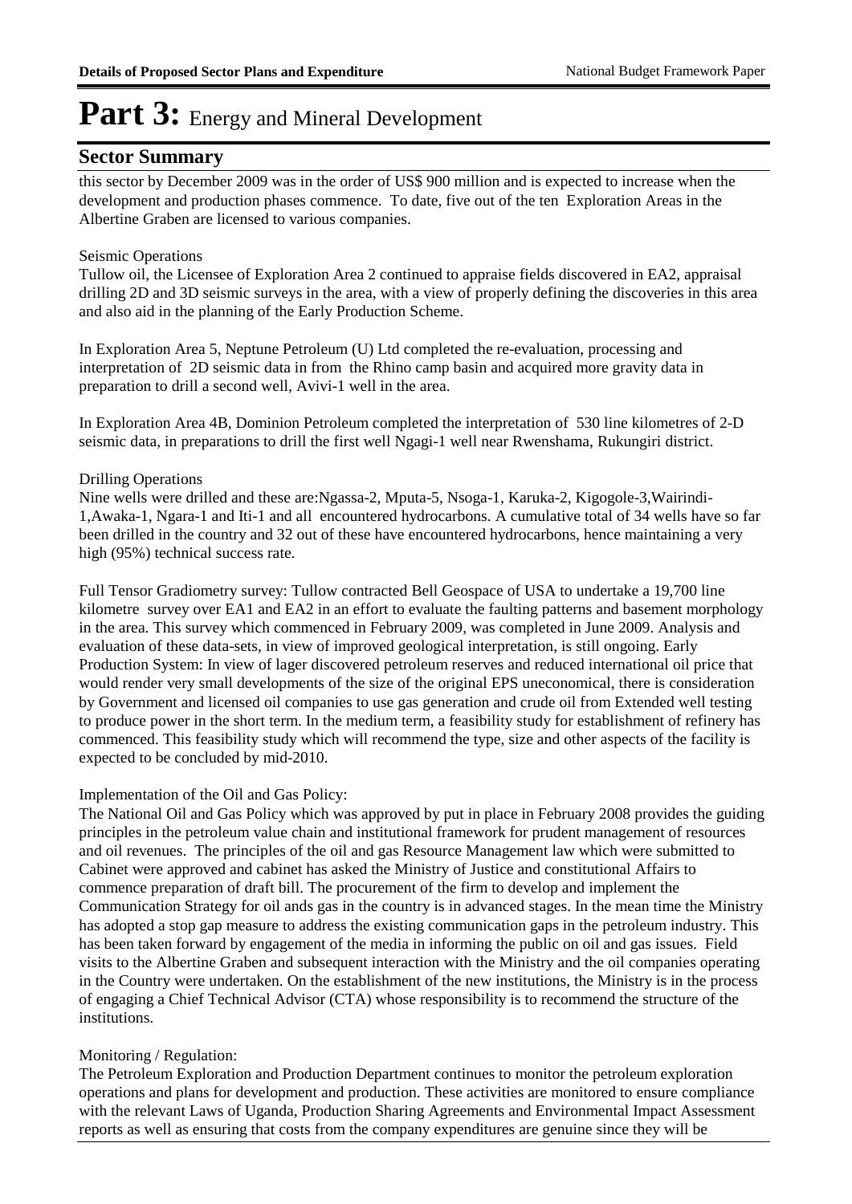# Part 3: Energy and Mineral Development

## Sector Summary

this sector by December 2009 was in the order of US$ 900 million and is expected to increase when the development and production phases commence. To date, five out of the ten Exploration Areas in the Albertine Graben are licensed to various companies.

Seismic Operations

Tullow oil, the Licensee of Exploration Area 2 continued to appraise fields discovered in EA2, appraisal drilling 2D and 3D seismic surveys in the area, with a view of properly defining the discoveries in this area and also aid in the planning of the Early Production Scheme.

In Exploration Area 5, Neptune Petroleum (U) Ltd completed the re-evaluation, processing and interpretation of 2D seismic data in from the Rhino camp basin and acquired more gravity data in preparation to drill a second well, Avivi-1 well in the area.

In Exploration Area 4B, Dominion Petroleum completed the interpretation of 530 line kilometres of 2-D seismic data, in preparations to drill the first well Ngagi-1 well near Rwenshama, Rukungiri district.

Drilling Operations

Nine wells were drilled and these are:Ngassa-2, Mputa-5, Nsoga-1, Karuka-2, Kigogole-3,Wairindi-1,Awaka-1, Ngara-1 and Iti-1 and all encountered hydrocarbons. A cumulative total of 34 wells have so far been drilled in the country and 32 out of these have encountered hydrocarbons, hence maintaining a very high (95%) technical success rate.

Full Tensor Gradiometry survey: Tullow contracted Bell Geospace of USA to undertake a 19,700 line kilometre survey over EA1 and EA2 in an effort to evaluate the faulting patterns and basement morphology in the area. This survey which commenced in February 2009, was completed in June 2009. Analysis and evaluation of these data-sets, in view of improved geological interpretation, is still ongoing. Early Production System: In view of lager discovered petroleum reserves and reduced international oil price that would render very small developments of the size of the original EPS uneconomical, there is consideration by Government and licensed oil companies to use gas generation and crude oil from Extended well testing to produce power in the short term. In the medium term, a feasibility study for establishment of refinery has commenced. This feasibility study which will recommend the type, size and other aspects of the facility is expected to be concluded by mid-2010.

Implementation of the Oil and Gas Policy:

The National Oil and Gas Policy which was approved by put in place in February 2008 provides the guiding principles in the petroleum value chain and institutional framework for prudent management of resources and oil revenues. The principles of the oil and gas Resource Management law which were submitted to Cabinet were approved and cabinet has asked the Ministry of Justice and constitutional Affairs to commence preparation of draft bill. The procurement of the firm to develop and implement the Communication Strategy for oil ands gas in the country is in advanced stages. In the mean time the Ministry has adopted a stop gap measure to address the existing communication gaps in the petroleum industry. This has been taken forward by engagement of the media in informing the public on oil and gas issues. Field visits to the Albertine Graben and subsequent interaction with the Ministry and the oil companies operating in the Country were undertaken. On the establishment of the new institutions, the Ministry is in the process of engaging a Chief Technical Advisor (CTA) whose responsibility is to recommend the structure of the institutions.

Monitoring / Regulation:

The Petroleum Exploration and Production Department continues to monitor the petroleum exploration operations and plans for development and production. These activities are monitored to ensure compliance with the relevant Laws of Uganda, Production Sharing Agreements and Environmental Impact Assessment reports as well as ensuring that costs from the company expenditures are genuine since they will be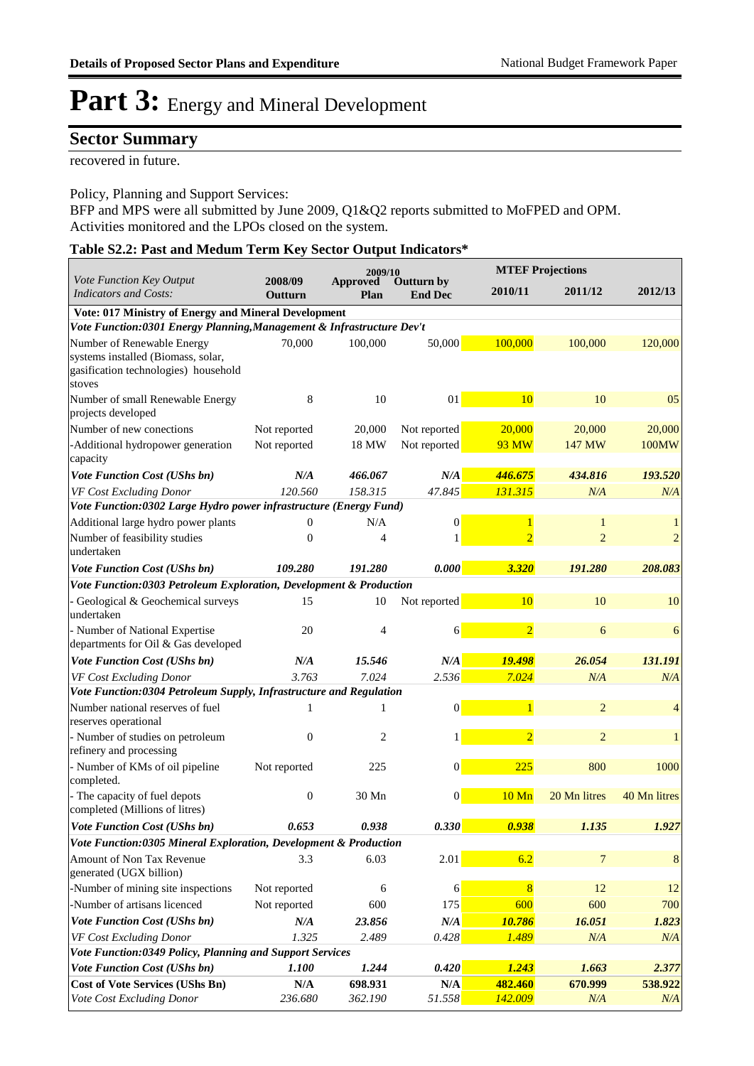# Part 3: Energy and Mineral Development

## Sector Summary

recovered in future.

Policy, Planning and Support Services:
BFP and MPS were all submitted by June 2009, Q1&Q2 reports submitted to MoFPED and OPM. Activities monitored and the LPOs closed on the system.

### Table S2.2: Past and Medum Term Key Sector Output Indicators*

| *Vote Function Key Output Indicators and Costs:* | 2008/09 Outturn | 2009/10 Approved Plan | 2009/10 Outturn by End Dec | MTEF Projections 2010/11 | MTEF Projections 2011/12 | MTEF Projections 2012/13 |
|---|---|---|---|---|---|---|
| **Vote: 017 Ministry of Energy and Mineral Development** | | | | | | |
| ***Vote Function:0301 Energy Planning,Management & Infrastructure Dev't*** | | | | | | |
| Number of Renewable Energy systems installed (Biomass, solar, gasification technologies) household stoves | 70,000 | 100,000 | 50,000 | 100,000 | 100,000 | 120,000 |
| Number of small Renewable Energy projects developed | 8 | 10 | 01 | 10 | 10 | 05 |
| Number of new conections | Not reported | 20,000 | Not reported | 20,000 | 20,000 | 20,000 |
| -Additional hydropower generation capacity | Not reported | 18 MW | Not reported | 93 MW | 147 MW | 100MW |
| ***Vote Function Cost (UShs bn)*** | ***N/A*** | ***466.067*** | ***N/A*** | ***446.675*** | ***434.816*** | ***193.520*** |
| *VF Cost Excluding Donor* | *120.560* | *158.315* | *47.845* | *131.315* | *N/A* | *N/A* |
| ***Vote Function:0302 Large Hydro power infrastructure (Energy Fund)*** | | | | | | |
| Additional large hydro power plants | 0 | N/A | 0 | 1 | 1 | 1 |
| Number of feasibility studies undertaken | 0 | 4 | 1 | 2 | 2 | 2 |
| ***Vote Function Cost (UShs bn)*** | ***109.280*** | ***191.280*** | ***0.000*** | ***3.320*** | ***191.280*** | ***208.083*** |
| ***Vote Function:0303 Petroleum Exploration, Development & Production*** | | | | | | |
| - Geological & Geochemical surveys undertaken | 15 | 10 | Not reported | 10 | 10 | 10 |
| - Number of National Expertise departments for Oil & Gas developed | 20 | 4 | 6 | 2 | 6 | 6 |
| ***Vote Function Cost (UShs bn)*** | ***N/A*** | ***15.546*** | ***N/A*** | ***19.498*** | ***26.054*** | ***131.191*** |
| *VF Cost Excluding Donor* | *3.763* | *7.024* | *2.536* | *7.024* | *N/A* | *N/A* |
| ***Vote Function:0304 Petroleum Supply, Infrastructure and Regulation*** | | | | | | |
| Number national reserves of fuel reserves operational | 1 | 1 | 0 | 1 | 2 | 4 |
| - Number of studies on petroleum refinery and processing | 0 | 2 | 1 | 2 | 2 | 1 |
| - Number of KMs of oil pipeline completed. | Not reported | 225 | 0 | 225 | 800 | 1000 |
| - The capacity of fuel depots completed (Millions of litres) | 0 | 30 Mn | 0 | 10 Mn | 20 Mn litres | 40 Mn litres |
| ***Vote Function Cost (UShs bn)*** | ***0.653*** | ***0.938*** | ***0.330*** | ***0.938*** | ***1.135*** | ***1.927*** |
| ***Vote Function:0305 Mineral Exploration, Development & Production*** | | | | | | |
| Amount of Non Tax Revenue generated (UGX billion) | 3.3 | 6.03 | 2.01 | 6.2 | 7 | 8 |
| -Number of mining site inspections | Not reported | 6 | 6 | 8 | 12 | 12 |
| -Number of artisans licenced | Not reported | 600 | 175 | 600 | 600 | 700 |
| ***Vote Function Cost (UShs bn)*** | ***N/A*** | ***23.856*** | ***N/A*** | ***10.786*** | ***16.051*** | ***1.823*** |
| *VF Cost Excluding Donor* | *1.325* | *2.489* | *0.428* | *1.489* | *N/A* | *N/A* |
| ***Vote Function:0349 Policy, Planning and Support Services*** | | | | | | |
| ***Vote Function Cost (UShs bn)*** | ***1.100*** | ***1.244*** | ***0.420*** | ***1.243*** | ***1.663*** | ***2.377*** |
| **Cost of Vote Services (UShs Bn)** | **N/A** | **698.931** | **N/A** | **482.460** | **670.999** | **538.922** |
| *Vote Cost Excluding Donor* | *236.680* | *362.190* | *51.558* | *142.009* | *N/A* | *N/A* |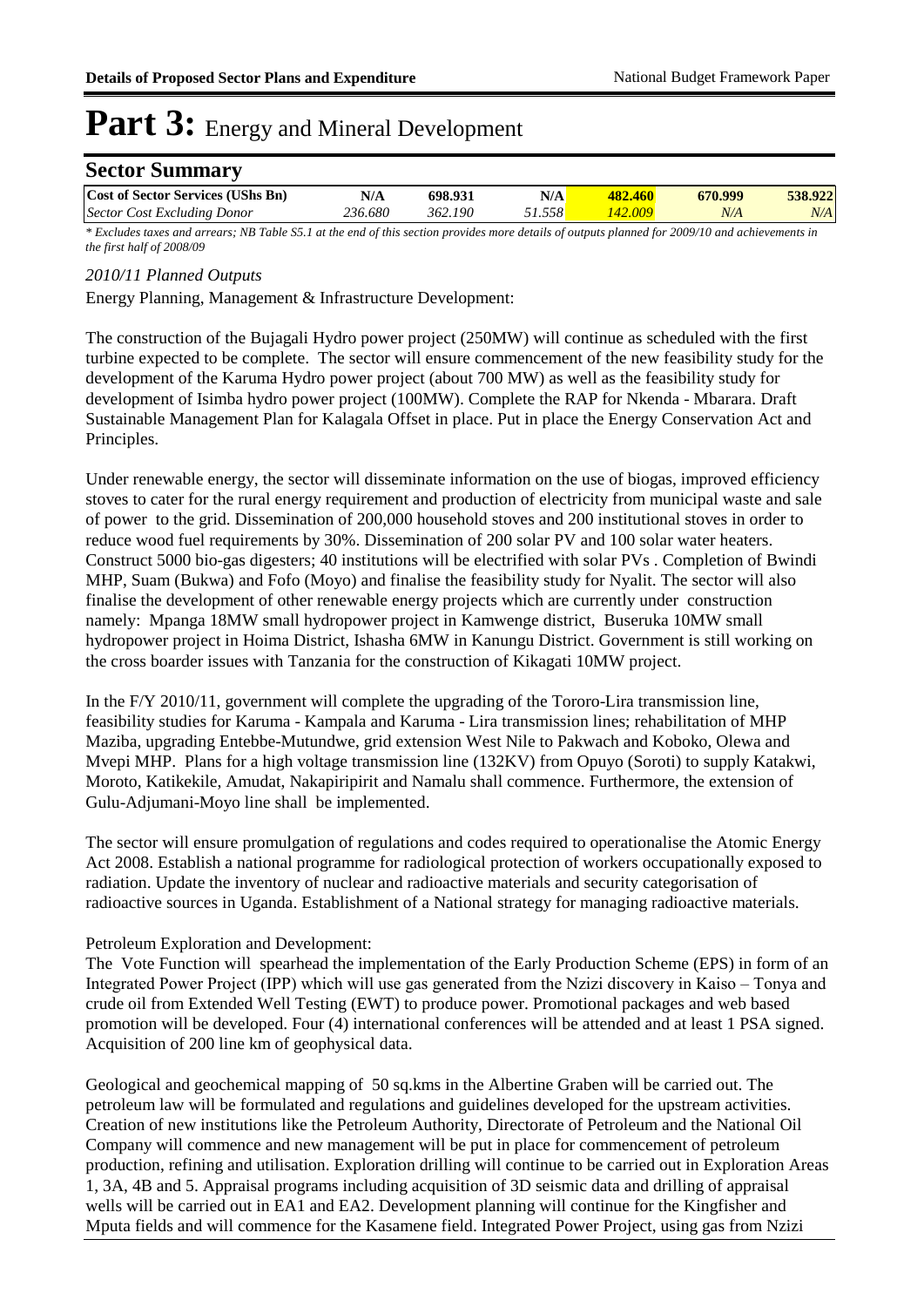# Part 3: Energy and Mineral Development

## Sector Summary

| Cost of Sector Services (UShs Bn) | N/A | 698.931 | N/A | 482.460 | 670.999 | 538.922 |
|---|---|---|---|---|---|---|
| *Sector Cost Excluding Donor* | *236.680* | *362.190* | *51.558* | *142.009* | *N/A* | *N/A* |

*\* Excludes taxes and arrears; NB Table S5.1 at the end of this section provides more details of outputs planned for 2009/10 and achievements in the first half of 2008/09*

*2010/11 Planned Outputs*

Energy Planning, Management & Infrastructure Development:

The construction of the Bujagali Hydro power project (250MW) will continue as scheduled with the first turbine expected to be complete. The sector will ensure commencement of the new feasibility study for the development of the Karuma Hydro power project (about 700 MW) as well as the feasibility study for development of Isimba hydro power project (100MW). Complete the RAP for Nkenda - Mbarara. Draft Sustainable Management Plan for Kalagala Offset in place. Put in place the Energy Conservation Act and Principles.

Under renewable energy, the sector will disseminate information on the use of biogas, improved efficiency stoves to cater for the rural energy requirement and production of electricity from municipal waste and sale of power to the grid. Dissemination of 200,000 household stoves and 200 institutional stoves in order to reduce wood fuel requirements by 30%. Dissemination of 200 solar PV and 100 solar water heaters. Construct 5000 bio-gas digesters; 40 institutions will be electrified with solar PVs . Completion of Bwindi MHP, Suam (Bukwa) and Fofo (Moyo) and finalise the feasibility study for Nyalit. The sector will also finalise the development of other renewable energy projects which are currently under construction namely: Mpanga 18MW small hydropower project in Kamwenge district, Buseruka 10MW small hydropower project in Hoima District, Ishasha 6MW in Kanungu District. Government is still working on the cross boarder issues with Tanzania for the construction of Kikagati 10MW project.

In the F/Y 2010/11, government will complete the upgrading of the Tororo-Lira transmission line, feasibility studies for Karuma - Kampala and Karuma - Lira transmission lines; rehabilitation of MHP Maziba, upgrading Entebbe-Mutundwe, grid extension West Nile to Pakwach and Koboko, Olewa and Mvepi MHP. Plans for a high voltage transmission line (132KV) from Opuyo (Soroti) to supply Katakwi, Moroto, Katikekile, Amudat, Nakapiripirit and Namalu shall commence. Furthermore, the extension of Gulu-Adjumani-Moyo line shall be implemented.

The sector will ensure promulgation of regulations and codes required to operationalise the Atomic Energy Act 2008. Establish a national programme for radiological protection of workers occupationally exposed to radiation. Update the inventory of nuclear and radioactive materials and security categorisation of radioactive sources in Uganda. Establishment of a National strategy for managing radioactive materials.

Petroleum Exploration and Development:
The Vote Function will spearhead the implementation of the Early Production Scheme (EPS) in form of an Integrated Power Project (IPP) which will use gas generated from the Nzizi discovery in Kaiso – Tonya and crude oil from Extended Well Testing (EWT) to produce power. Promotional packages and web based promotion will be developed. Four (4) international conferences will be attended and at least 1 PSA signed. Acquisition of 200 line km of geophysical data.

Geological and geochemical mapping of 50 sq.kms in the Albertine Graben will be carried out. The petroleum law will be formulated and regulations and guidelines developed for the upstream activities. Creation of new institutions like the Petroleum Authority, Directorate of Petroleum and the National Oil Company will commence and new management will be put in place for commencement of petroleum production, refining and utilisation. Exploration drilling will continue to be carried out in Exploration Areas 1, 3A, 4B and 5. Appraisal programs including acquisition of 3D seismic data and drilling of appraisal wells will be carried out in EA1 and EA2. Development planning will continue for the Kingfisher and Mputa fields and will commence for the Kasamene field. Integrated Power Project, using gas from Nzizi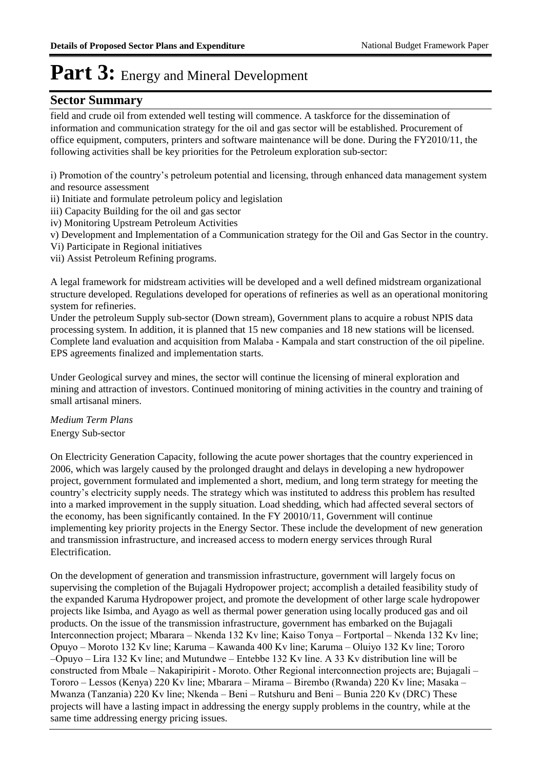# Part 3: Energy and Mineral Development

## Sector Summary

field and crude oil from extended well testing will commence. A taskforce for the dissemination of information and communication strategy for the oil and gas sector will be established. Procurement of office equipment, computers, printers and software maintenance will be done. During the FY2010/11, the following activities shall be key priorities for the Petroleum exploration sub-sector:

i) Promotion of the country's petroleum potential and licensing, through enhanced data management system and resource assessment
ii) Initiate and formulate petroleum policy and legislation
iii) Capacity Building for the oil and gas sector
iv) Monitoring Upstream Petroleum Activities
v) Development and Implementation of a Communication strategy for the Oil and Gas Sector in the country.
Vi) Participate in Regional initiatives
vii) Assist Petroleum Refining programs.

A legal framework for midstream activities will be developed and a well defined midstream organizational structure developed. Regulations developed for operations of refineries as well as an operational monitoring system for refineries.
Under the petroleum Supply sub-sector (Down stream), Government plans to acquire a robust NPIS data processing system. In addition, it is planned that 15 new companies and 18 new stations will be licensed. Complete land evaluation and acquisition from Malaba - Kampala and start construction of the oil pipeline. EPS agreements finalized and implementation starts.

Under Geological survey and mines, the sector will continue the licensing of mineral exploration and mining and attraction of investors. Continued monitoring of mining activities in the country and training of small artisanal miners.

*Medium Term Plans*
Energy Sub-sector

On Electricity Generation Capacity, following the acute power shortages that the country experienced in 2006, which was largely caused by the prolonged draught and delays in developing a new hydropower project, government formulated and implemented a short, medium, and long term strategy for meeting the country's electricity supply needs. The strategy which was instituted to address this problem has resulted into a marked improvement in the supply situation. Load shedding, which had affected several sectors of the economy, has been significantly contained. In the FY 20010/11, Government will continue implementing key priority projects in the Energy Sector. These include the development of new generation and transmission infrastructure, and increased access to modern energy services through Rural Electrification.

On the development of generation and transmission infrastructure, government will largely focus on supervising the completion of the Bujagali Hydropower project; accomplish a detailed feasibility study of the expanded Karuma Hydropower project, and promote the development of other large scale hydropower projects like Isimba, and Ayago as well as thermal power generation using locally produced gas and oil products. On the issue of the transmission infrastructure, government has embarked on the Bujagali Interconnection project; Mbarara – Nkenda 132 Kv line; Kaiso Tonya – Fortportal – Nkenda 132 Kv line; Opuyo – Moroto 132 Kv line; Karuma – Kawanda 400 Kv line; Karuma – Oluiyo 132 Kv line; Tororo –Opuyo – Lira 132 Kv line; and Mutundwe – Entebbe 132 Kv line. A 33 Kv distribution line will be constructed from Mbale – Nakapiripirit - Moroto. Other Regional interconnection projects are; Bujagali – Tororo – Lessos (Kenya) 220 Kv line; Mbarara – Mirama – Birembo (Rwanda) 220 Kv line; Masaka – Mwanza (Tanzania) 220 Kv line; Nkenda – Beni – Rutshuru and Beni – Bunia 220 Kv (DRC) These projects will have a lasting impact in addressing the energy supply problems in the country, while at the same time addressing energy pricing issues.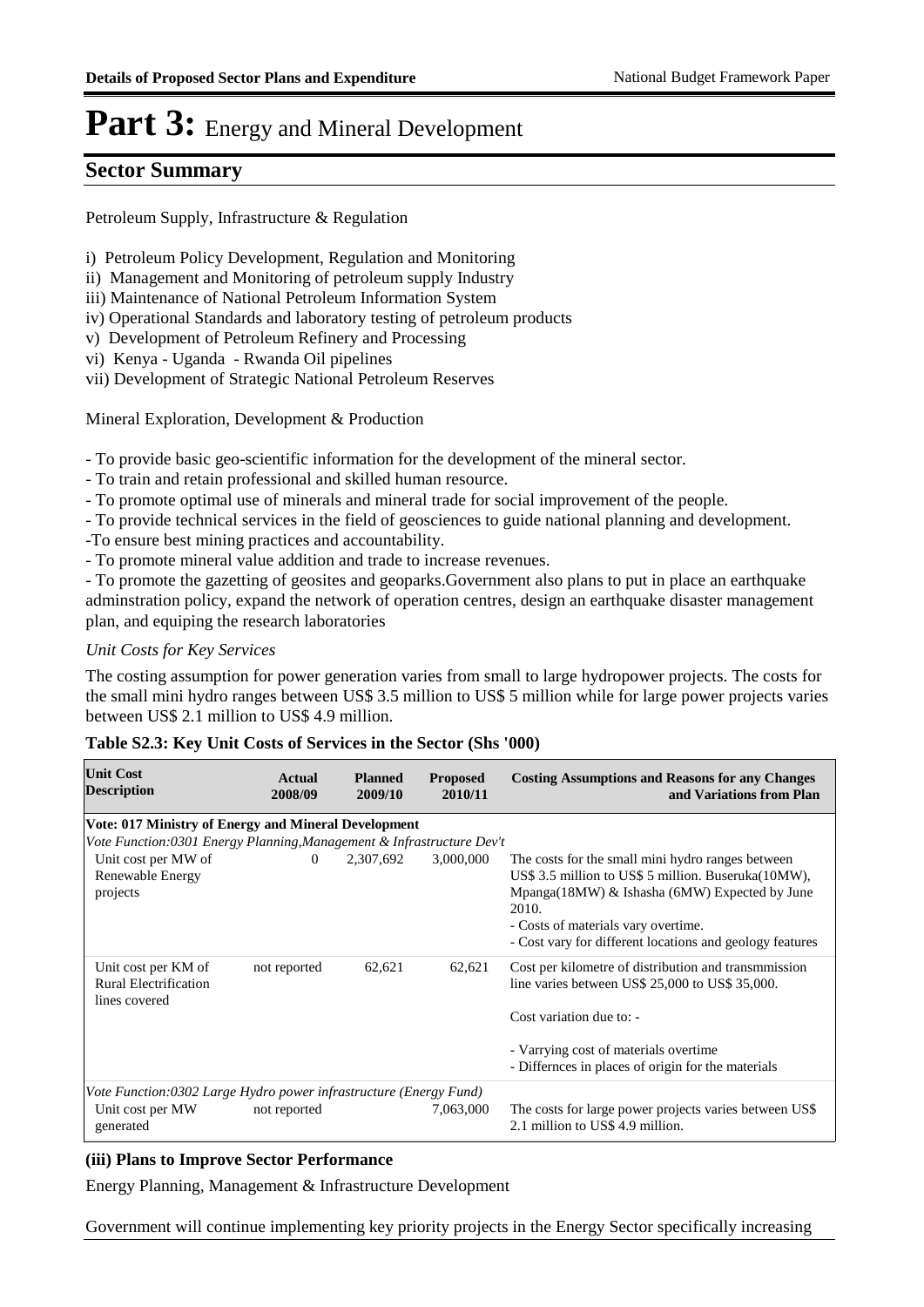# Part 3: Energy and Mineral Development

## Sector Summary

Petroleum Supply, Infrastructure & Regulation

i) Petroleum Policy Development, Regulation and Monitoring
ii) Management and Monitoring of petroleum supply Industry
iii) Maintenance of National Petroleum Information System
iv) Operational Standards and laboratory testing of petroleum products
v) Development of Petroleum Refinery and Processing
vi) Kenya - Uganda - Rwanda Oil pipelines
vii) Development of Strategic National Petroleum Reserves

Mineral Exploration, Development & Production

- To provide basic geo-scientific information for the development of the mineral sector.
- To train and retain professional and skilled human resource.
- To promote optimal use of minerals and mineral trade for social improvement of the people.
- To provide technical services in the field of geosciences to guide national planning and development.
-To ensure best mining practices and accountability.
- To promote mineral value addition and trade to increase revenues.
- To promote the gazetting of geosites and geoparks.Government also plans to put in place an earthquake adminstration policy, expand the network of operation centres, design an earthquake disaster management plan, and equiping the research laboratories

*Unit Costs for Key Services*

The costing assumption for power generation varies from small to large hydropower projects. The costs for the small mini hydro ranges between US$ 3.5 million to US$ 5 million while for large power projects varies between US$ 2.1 million to US$ 4.9 million.

**Table S2.3: Key Unit Costs of Services in the Sector (Shs '000)**

| Unit Cost Description | Actual 2008/09 | Planned 2009/10 | Proposed 2010/11 | Costing Assumptions and Reasons for any Changes and Variations from Plan |
|---|---|---|---|---|
| **Vote: 017 Ministry of Energy and Mineral Development** | | | | |
| *Vote Function:0301 Energy Planning,Management & Infrastructure Dev't* | | | | |
| Unit cost per MW of Renewable Energy projects | 0 | 2,307,692 | 3,000,000 | The costs for the small mini hydro ranges between US$ 3.5 million to US$ 5 million. Buseruka(10MW), Mpanga(18MW) & Ishasha (6MW) Expected by June 2010.<br>- Costs of materials vary overtime.<br>- Cost vary for different locations and geology features |
| Unit cost per KM of Rural Electrification lines covered | not reported | 62,621 | 62,621 | Cost per kilometre of distribution and transmmission line varies between US$ 25,000 to US$ 35,000.<br><br>Cost variation due to: -<br><br>- Varrying cost of materials overtime<br>- Differnces in places of origin for the materials |
| *Vote Function:0302 Large Hydro power infrastructure (Energy Fund)* | | | | |
| Unit cost per MW generated | not reported | | 7,063,000 | The costs for large power projects varies between US$ 2.1 million to US$ 4.9 million. |

**(iii) Plans to Improve Sector Performance**

Energy Planning, Management & Infrastructure Development

Government will continue implementing key priority projects in the Energy Sector specifically increasing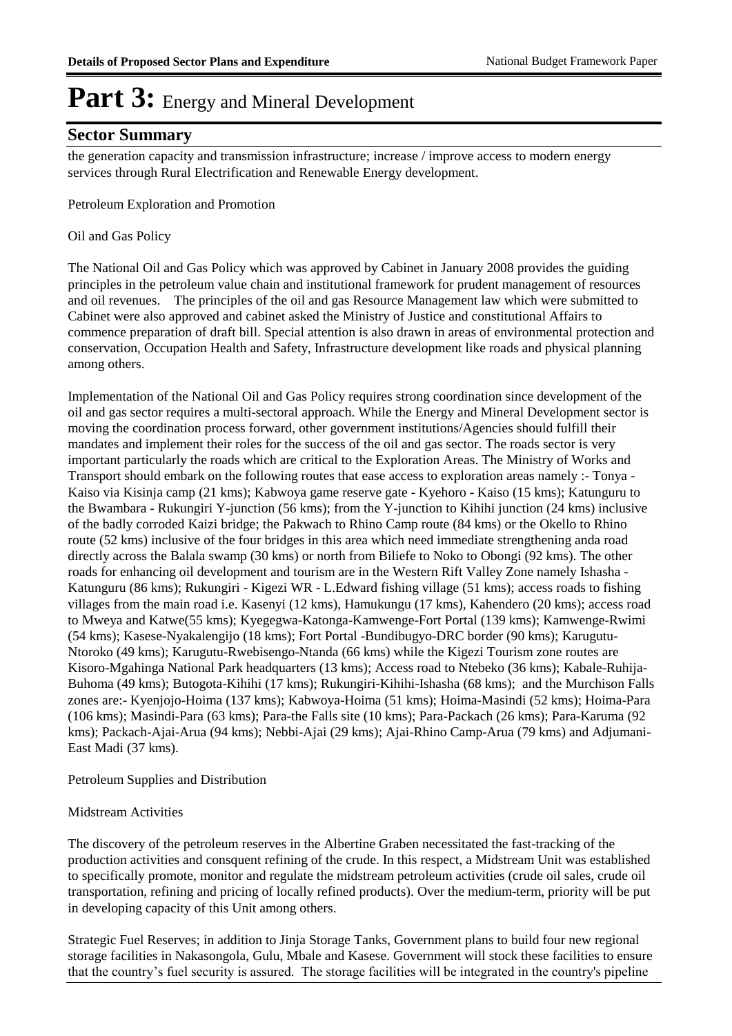# Part 3: Energy and Mineral Development

## Sector Summary

the generation capacity and transmission infrastructure; increase / improve access to modern energy services through Rural Electrification and Renewable Energy development.

Petroleum Exploration and Promotion

Oil and Gas Policy

The National Oil and Gas Policy which was approved by Cabinet in January 2008 provides the guiding principles in the petroleum value chain and institutional framework for prudent management of resources and oil revenues.    The principles of the oil and gas Resource Management law which were submitted to Cabinet were also approved and cabinet asked the Ministry of Justice and constitutional Affairs to commence preparation of draft bill. Special attention is also drawn in areas of environmental protection and conservation, Occupation Health and Safety, Infrastructure development like roads and physical planning among others.

Implementation of the National Oil and Gas Policy requires strong coordination since development of the oil and gas sector requires a multi-sectoral approach. While the Energy and Mineral Development sector is moving the coordination process forward, other government institutions/Agencies should fulfill their mandates and implement their roles for the success of the oil and gas sector. The roads sector is very important particularly the roads which are critical to the Exploration Areas. The Ministry of Works and Transport should embark on the following routes that ease access to exploration areas namely :- Tonya - Kaiso via Kisinja camp (21 kms); Kabwoya game reserve gate - Kyehoro - Kaiso (15 kms); Katunguru to the Bwambara - Rukungiri Y-junction (56 kms); from the Y-junction to Kihihi junction (24 kms) inclusive of the badly corroded Kaizi bridge; the Pakwach to Rhino Camp route (84 kms) or the Okello to Rhino route (52 kms) inclusive of the four bridges in this area which need immediate strengthening anda road directly across the Balala swamp (30 kms) or north from Biliefe to Noko to Obongi (92 kms). The other roads for enhancing oil development and tourism are in the Western Rift Valley Zone namely Ishasha - Katunguru (86 kms); Rukungiri - Kigezi WR - L.Edward fishing village (51 kms); access roads to fishing villages from the main road i.e. Kasenyi (12 kms), Hamukungu (17 kms), Kahendero (20 kms); access road to Mweya and Katwe(55 kms); Kyegegwa-Katonga-Kamwenge-Fort Portal (139 kms); Kamwenge-Rwimi (54 kms); Kasese-Nyakalengijo (18 kms); Fort Portal -Bundibugyo-DRC border (90 kms); Karugutu-Ntoroko (49 kms); Karugutu-Rwebisengo-Ntanda (66 kms) while the Kigezi Tourism zone routes are Kisoro-Mgahinga National Park headquarters (13 kms); Access road to Ntebeko (36 kms); Kabale-Ruhija-Buhoma (49 kms); Butogota-Kihihi (17 kms); Rukungiri-Kihihi-Ishasha (68 kms);  and the Murchison Falls zones are:- Kyenjojo-Hoima (137 kms); Kabwoya-Hoima (51 kms); Hoima-Masindi (52 kms); Hoima-Para (106 kms); Masindi-Para (63 kms); Para-the Falls site (10 kms); Para-Packach (26 kms); Para-Karuma (92 kms); Packach-Ajai-Arua (94 kms); Nebbi-Ajai (29 kms); Ajai-Rhino Camp-Arua (79 kms) and Adjumani-East Madi (37 kms).

Petroleum Supplies and Distribution

Midstream Activities

The discovery of the petroleum reserves in the Albertine Graben necessitated the fast-tracking of the production activities and consquent refining of the crude. In this respect, a Midstream Unit was established to specifically promote, monitor and regulate the midstream petroleum activities (crude oil sales, crude oil transportation, refining and pricing of locally refined products). Over the medium-term, priority will be put in developing capacity of this Unit among others.

Strategic Fuel Reserves; in addition to Jinja Storage Tanks, Government plans to build four new regional storage facilities in Nakasongola, Gulu, Mbale and Kasese. Government will stock these facilities to ensure that the country's fuel security is assured.  The storage facilities will be integrated in the country's pipeline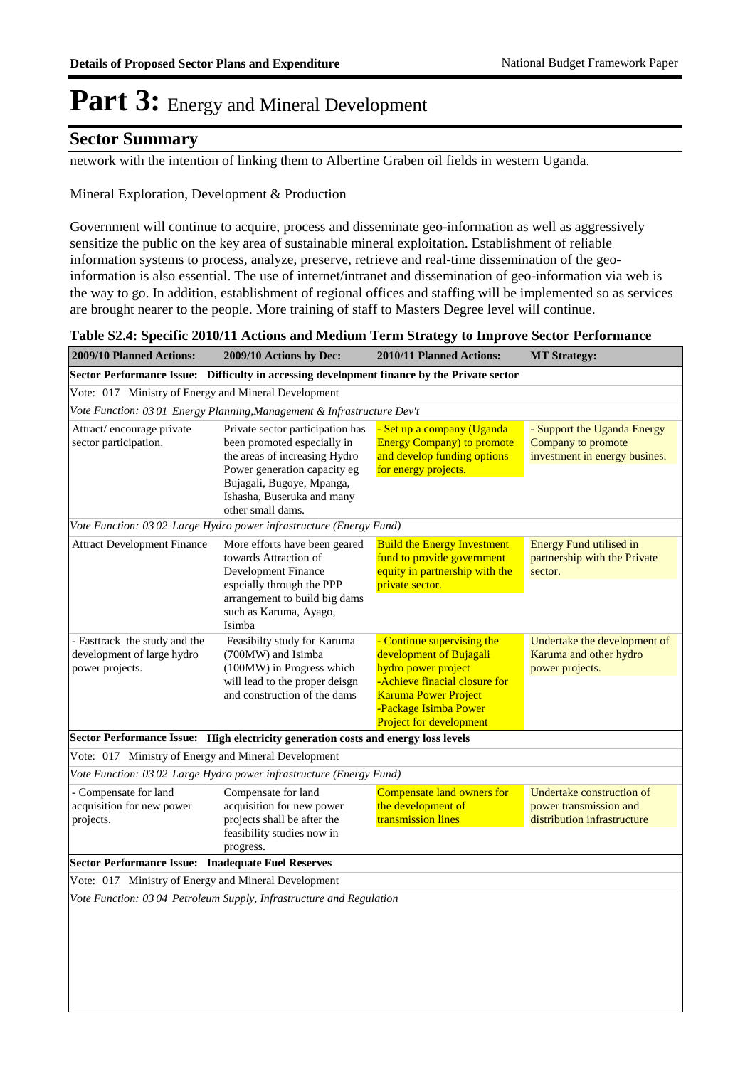# Part 3: Energy and Mineral Development

## Sector Summary

network with the intention of linking them to Albertine Graben oil fields in western Uganda.

Mineral Exploration, Development & Production

Government will continue to acquire, process and disseminate geo-information as well as aggressively sensitize the public on the key area of sustainable mineral exploitation. Establishment of reliable information systems to process, analyze, preserve, retrieve and real-time dissemination of the geo-information is also essential. The use of internet/intranet and dissemination of geo-information via web is the way to go. In addition, establishment of regional offices and staffing will be implemented so as services are brought nearer to the people. More training of staff to Masters Degree level will continue.

**Table S2.4: Specific 2010/11 Actions and Medium Term Strategy to Improve Sector Performance**

| 2009/10 Planned Actions: | 2009/10 Actions by Dec: | 2010/11 Planned Actions: | MT Strategy: |
|---|---|---|---|
| **Sector Performance Issue: Difficulty in accessing development finance by the Private sector** | | | |
| Vote: 017 Ministry of Energy and Mineral Development | | | |
| *Vote Function: 03 01 Energy Planning,Management & Infrastructure Dev't* | | | |
| Attract/ encourage private sector participation. | Private sector participation has been promoted especially in the areas of increasing Hydro Power generation capacity eg Bujagali, Bugoye, Mpanga, Ishasha, Buseruka and many other small dams. | - Set up a company (Uganda Energy Company) to promote and develop funding options for energy projects. | - Support the Uganda Energy Company to promote investment in energy busines. |
| *Vote Function: 03 02 Large Hydro power infrastructure (Energy Fund)* | | | |
| Attract Development Finance | More efforts have been geared towards Attraction of Development Finance espcially through the PPP arrangement to build big dams such as Karuma, Ayago, Isimba | Build the Energy Investment fund to provide government equity in partnership with the private sector. | Energy Fund utilised in partnership with the Private sector. |
| - Fasttrack the study and the development of large hydro power projects. | Feasibilty study for Karuma (700MW) and Isimba (100MW) in Progress which will lead to the proper deisgn and construction of the dams | - Continue supervising the development of Bujagali hydro power project<br>-Achieve finacial closure for Karuma Power Project<br>-Package Isimba Power Project for development | Undertake the development of Karuma and other hydro power projects. |
| **Sector Performance Issue: High electricity generation costs and energy loss levels** | | | |
| Vote: 017 Ministry of Energy and Mineral Development | | | |
| *Vote Function: 03 02 Large Hydro power infrastructure (Energy Fund)* | | | |
| - Compensate for land acquisition for new power projects. | Compensate for land acquisition for new power projects shall be after the feasibility studies now in progress. | Compensate land owners for the development of transmission lines | Undertake construction of power transmission and distribution infrastructure |
| **Sector Performance Issue: Inadequate Fuel Reserves** | | | |
| Vote: 017 Ministry of Energy and Mineral Development | | | |
| *Vote Function: 03 04 Petroleum Supply, Infrastructure and Regulation* | | | |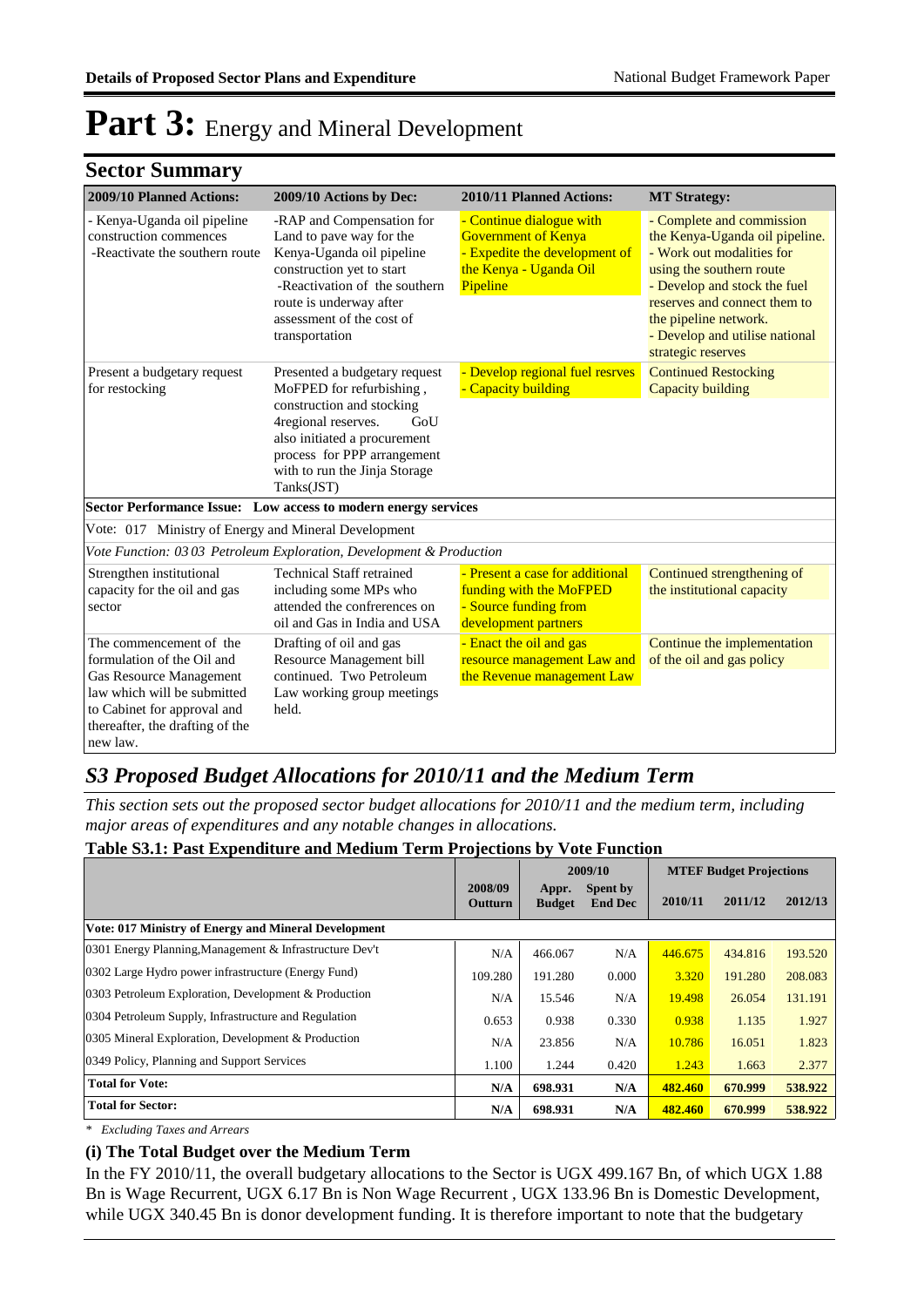# Part 3: Energy and Mineral Development

## Sector Summary

| 2009/10 Planned Actions: | 2009/10 Actions by Dec: | 2010/11 Planned Actions: | MT Strategy: |
|---|---|---|---|
| - Kenya-Uganda oil pipeline construction commences<br>-Reactivate the southern route | -RAP and Compensation for Land to pave way for the Kenya-Uganda oil pipeline construction yet to start<br>-Reactivation of the southern route is underway after assessment of the cost of transportation | - Continue dialogue with Government of Kenya<br>- Expedite the development of the Kenya - Uganda Oil Pipeline | - Complete and commission the Kenya-Uganda oil pipeline.<br>- Work out modalities for using the southern route<br>- Develop and stock the fuel reserves and connect them to the pipeline network.<br>- Develop and utilise national strategic reserves |
| Present a budgetary request for restocking | Presented a budgetary request MoFPED for refurbishing , construction and stocking 4regional reserves. GoU also initiated a procurement process for PPP arrangement with to run the Jinja Storage Tanks(JST) | - Develop regional fuel resrves<br>- Capacity building | Continued Restocking<br>Capacity building |
| **Sector Performance Issue: Low access to modern energy services** | | | |
| Vote: 017 Ministry of Energy and Mineral Development | | | |
| *Vote Function: 03 03 Petroleum Exploration, Development & Production* | | | |
| Strengthen institutional capacity for the oil and gas sector | Technical Staff retrained including some MPs who attended the confrerences on oil and Gas in India and USA | - Present a case for additional funding with the MoFPED<br>- Source funding from development partners | Continued strengthening of the institutional capacity |
| The commencement of the formulation of the Oil and Gas Resource Management law which will be submitted to Cabinet for approval and thereafter, the drafting of the new law. | Drafting of oil and gas Resource Management bill continued. Two Petroleum Law working group meetings held. | - Enact the oil and gas resource management Law and the Revenue management Law | Continue the implementation of the oil and gas policy |

## *S3 Proposed Budget Allocations for 2010/11 and the Medium Term*

*This section sets out the proposed sector budget allocations for 2010/11 and the medium term, including major areas of expenditures and any notable changes in allocations.*

**Table S3.1: Past Expenditure and Medium Term Projections by Vote Function**

| | 2008/09 Outturn | 2009/10 Appr. Budget | 2009/10 Spent by End Dec | MTEF Budget Projections 2010/11 | 2011/12 | 2012/13 |
|---|---|---|---|---|---|---|
| **Vote: 017 Ministry of Energy and Mineral Development** | | | | | | |
| 0301 Energy Planning,Management & Infrastructure Dev't | N/A | 466.067 | N/A | 446.675 | 434.816 | 193.520 |
| 0302 Large Hydro power infrastructure (Energy Fund) | 109.280 | 191.280 | 0.000 | 3.320 | 191.280 | 208.083 |
| 0303 Petroleum Exploration, Development & Production | N/A | 15.546 | N/A | 19.498 | 26.054 | 131.191 |
| 0304 Petroleum Supply, Infrastructure and Regulation | 0.653 | 0.938 | 0.330 | 0.938 | 1.135 | 1.927 |
| 0305 Mineral Exploration, Development & Production | N/A | 23.856 | N/A | 10.786 | 16.051 | 1.823 |
| 0349 Policy, Planning and Support Services | 1.100 | 1.244 | 0.420 | 1.243 | 1.663 | 2.377 |
| **Total for Vote:** | **N/A** | **698.931** | **N/A** | **482.460** | **670.999** | **538.922** |
| **Total for Sector:** | **N/A** | **698.931** | **N/A** | **482.460** | **670.999** | **538.922** |

*\* Excluding Taxes and Arrears*

### (i) The Total Budget over the Medium Term

In the FY 2010/11, the overall budgetary allocations to the Sector is UGX 499.167 Bn, of which UGX 1.88 Bn is Wage Recurrent, UGX 6.17 Bn is Non Wage Recurrent , UGX 133.96 Bn is Domestic Development, while UGX 340.45 Bn is donor development funding. It is therefore important to note that the budgetary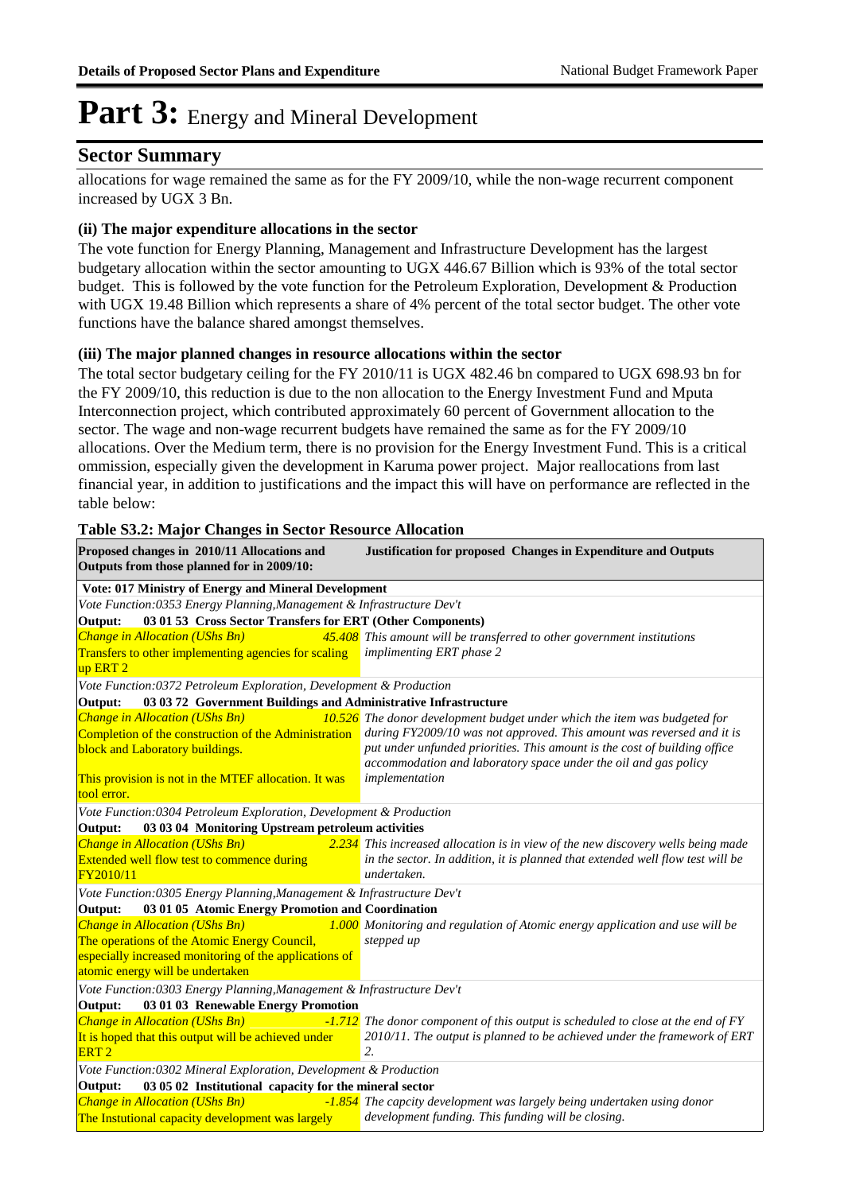# Part 3: Energy and Mineral Development

## Sector Summary

allocations for wage remained the same as for the FY 2009/10, while the non-wage recurrent component increased by UGX 3 Bn.

### (ii) The major expenditure allocations in the sector

The vote function for Energy Planning, Management and Infrastructure Development has the largest budgetary allocation within the sector amounting to UGX 446.67 Billion which is 93% of the total sector budget. This is followed by the vote function for the Petroleum Exploration, Development & Production with UGX 19.48 Billion which represents a share of 4% percent of the total sector budget. The other vote functions have the balance shared amongst themselves.

### (iii) The major planned changes in resource allocations within the sector

The total sector budgetary ceiling for the FY 2010/11 is UGX 482.46 bn compared to UGX 698.93 bn for the FY 2009/10, this reduction is due to the non allocation to the Energy Investment Fund and Mputa Interconnection project, which contributed approximately 60 percent of Government allocation to the sector. The wage and non-wage recurrent budgets have remained the same as for the FY 2009/10 allocations. Over the Medium term, there is no provision for the Energy Investment Fund. This is a critical ommission, especially given the development in Karuma power project. Major reallocations from last financial year, in addition to justifications and the impact this will have on performance are reflected in the table below:

**Table S3.2: Major Changes in Sector Resource Allocation**

| Proposed changes in 2010/11 Allocations and Outputs from those planned for in 2009/10: | | Justification for proposed Changes in Expenditure and Outputs |
|---|---|---|
| **Vote: 017 Ministry of Energy and Mineral Development** | | |
| *Vote Function:0353 Energy Planning,Management & Infrastructure Dev't* | | |
| **Output: 03 01 53 Cross Sector Transfers for ERT (Other Components)** | | |
| *Change in Allocation (UShs Bn)*<br>Transfers to other implementing agencies for scaling up ERT 2 | *45.408* | *This amount will be transferred to other government institutions implimenting ERT phase 2* |
| *Vote Function:0372 Petroleum Exploration, Development & Production* | | |
| **Output: 03 03 72 Government Buildings and Administrative Infrastructure** | | |
| *Change in Allocation (UShs Bn)*<br>Completion of the construction of the Administration block and Laboratory buildings.<br><br>This provision is not in the MTEF allocation. It was tool error. | *10.526* | *The donor development budget under which the item was budgeted for during FY2009/10 was not approved. This amount was reversed and it is put under unfunded priorities. This amount is the cost of building office accommodation and laboratory space under the oil and gas policy implementation* |
| *Vote Function:0304 Petroleum Exploration, Development & Production* | | |
| **Output: 03 03 04 Monitoring Upstream petroleum activities** | | |
| *Change in Allocation (UShs Bn)*<br>Extended well flow test to commence during FY2010/11 | *2.234* | *This increased allocation is in view of the new discovery wells being made in the sector. In addition, it is planned that extended well flow test will be undertaken.* |
| *Vote Function:0305 Energy Planning,Management & Infrastructure Dev't* | | |
| **Output: 03 01 05 Atomic Energy Promotion and Coordination** | | |
| *Change in Allocation (UShs Bn)*<br>The operations of the Atomic Energy Council, especially increased monitoring of the applications of atomic energy will be undertaken | *1.000* | *Monitoring and regulation of Atomic energy application and use will be stepped up* |
| *Vote Function:0303 Energy Planning,Management & Infrastructure Dev't* | | |
| **Output: 03 01 03 Renewable Energy Promotion** | | |
| *Change in Allocation (UShs Bn)*<br>It is hoped that this output will be achieved under ERT 2 | *-1.712* | *The donor component of this output is scheduled to close at the end of FY 2010/11. The output is planned to be achieved under the framework of ERT 2.* |
| *Vote Function:0302 Mineral Exploration, Development & Production* | | |
| **Output: 03 05 02 Institutional capacity for the mineral sector** | | |
| *Change in Allocation (UShs Bn)*<br>The Instutional capacity development was largely | *-1.854* | *The capcity development was largely being undertaken using donor development funding. This funding will be closing.* |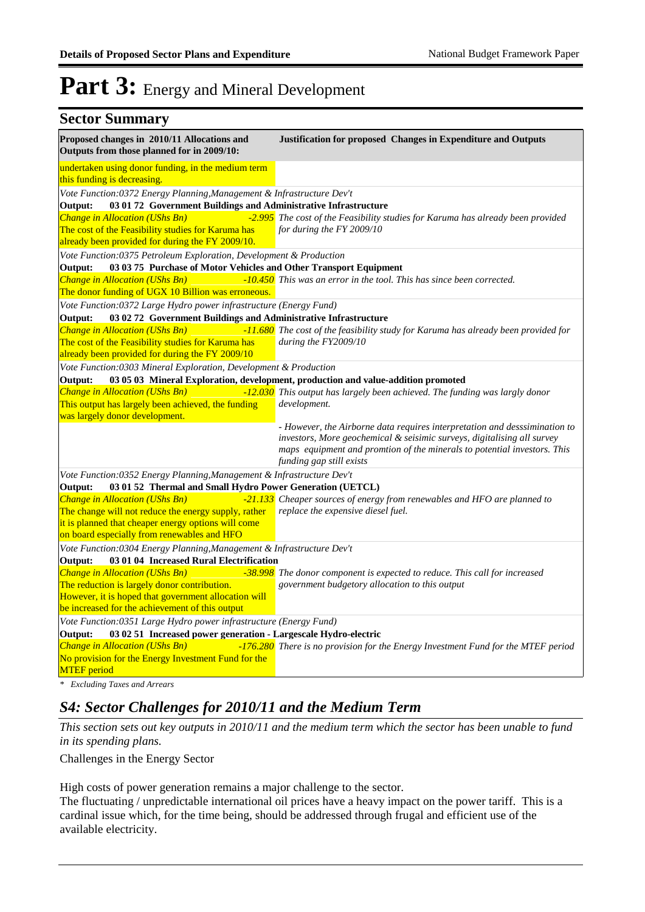# Part 3: Energy and Mineral Development

## Sector Summary

| Proposed changes in 2010/11 Allocations and Outputs from those planned for in 2009/10: | | Justification for proposed Changes in Expenditure and Outputs |
|---|---|---|
| undertaken using donor funding, in the medium term this funding is decreasing. | | |
| *Vote Function:0372 Energy Planning,Management & Infrastructure Dev't* | | |
| **Output: 03 01 72 Government Buildings and Administrative Infrastructure** | | |
| *Change in Allocation (UShs Bn)* | *-2.995* | *The cost of the Feasibility studies for Karuma has already been provided for during the FY 2009/10* |
| The cost of the Feasibility studies for Karuma has already been provided for during the FY 2009/10. | | |
| *Vote Function:0375 Petroleum Exploration, Development & Production* | | |
| **Output: 03 03 75 Purchase of Motor Vehicles and Other Transport Equipment** | | |
| *Change in Allocation (UShs Bn)* | *-10.450* | *This was an error in the tool. This has since been corrected.* |
| The donor funding of UGX 10 Billion was erroneous. | | |
| *Vote Function:0372 Large Hydro power infrastructure (Energy Fund)* | | |
| **Output: 03 02 72 Government Buildings and Administrative Infrastructure** | | |
| *Change in Allocation (UShs Bn)* | *-11.680* | *The cost of the feasibility study for Karuma has already been provided for during the FY2009/10* |
| The cost of the Feasibility studies for Karuma has already been provided for during the FY 2009/10 | | |
| *Vote Function:0303 Mineral Exploration, Development & Production* | | |
| **Output: 03 05 03 Mineral Exploration, development, production and value-addition promoted** | | |
| *Change in Allocation (UShs Bn)* | *-12.030* | *This output has largely been achieved. The funding was largly donor development.* |
| This output has largely been achieved, the funding was largely donor development. | | |
| | | *- However, the Airborne data requires interpretation and desssimination to investors, More geochemical & seisimic surveys, digitalising all survey maps equipment and promtion of the minerals to potential investors. This funding gap still exists* |
| *Vote Function:0352 Energy Planning,Management & Infrastructure Dev't* | | |
| **Output: 03 01 52 Thermal and Small Hydro Power Generation (UETCL)** | | |
| *Change in Allocation (UShs Bn)* | *-21.133* | *Cheaper sources of energy from renewables and HFO are planned to replace the expensive diesel fuel.* |
| The change will not reduce the energy supply, rather it is planned that cheaper energy options will come on board especially from renewables and HFO | | |
| *Vote Function:0304 Energy Planning,Management & Infrastructure Dev't* | | |
| **Output: 03 01 04 Increased Rural Electrification** | | |
| *Change in Allocation (UShs Bn)* | *-38.998* | *The donor component is expected to reduce. This call for increased government budgetory allocation to this output* |
| The reduction is largely donor contribution. However, it is hoped that government allocation will be increased for the achievement of this output | | |
| *Vote Function:0351 Large Hydro power infrastructure (Energy Fund)* | | |
| **Output: 03 02 51 Increased power generation - Largescale Hydro-electric** | | |
| *Change in Allocation (UShs Bn)* | *-176.280* | *There is no provision for the Energy Investment Fund for the MTEF period* |
| No provision for the Energy Investment Fund for the MTEF period | | |

*\* Excluding Taxes and Arrears*

## *S4: Sector Challenges for 2010/11 and the Medium Term*

*This section sets out key outputs in 2010/11 and the medium term which the sector has been unable to fund in its spending plans.*

Challenges in the Energy Sector

High costs of power generation remains a major challenge to the sector.
The fluctuating / unpredictable international oil prices have a heavy impact on the power tariff. This is a cardinal issue which, for the time being, should be addressed through frugal and efficient use of the available electricity.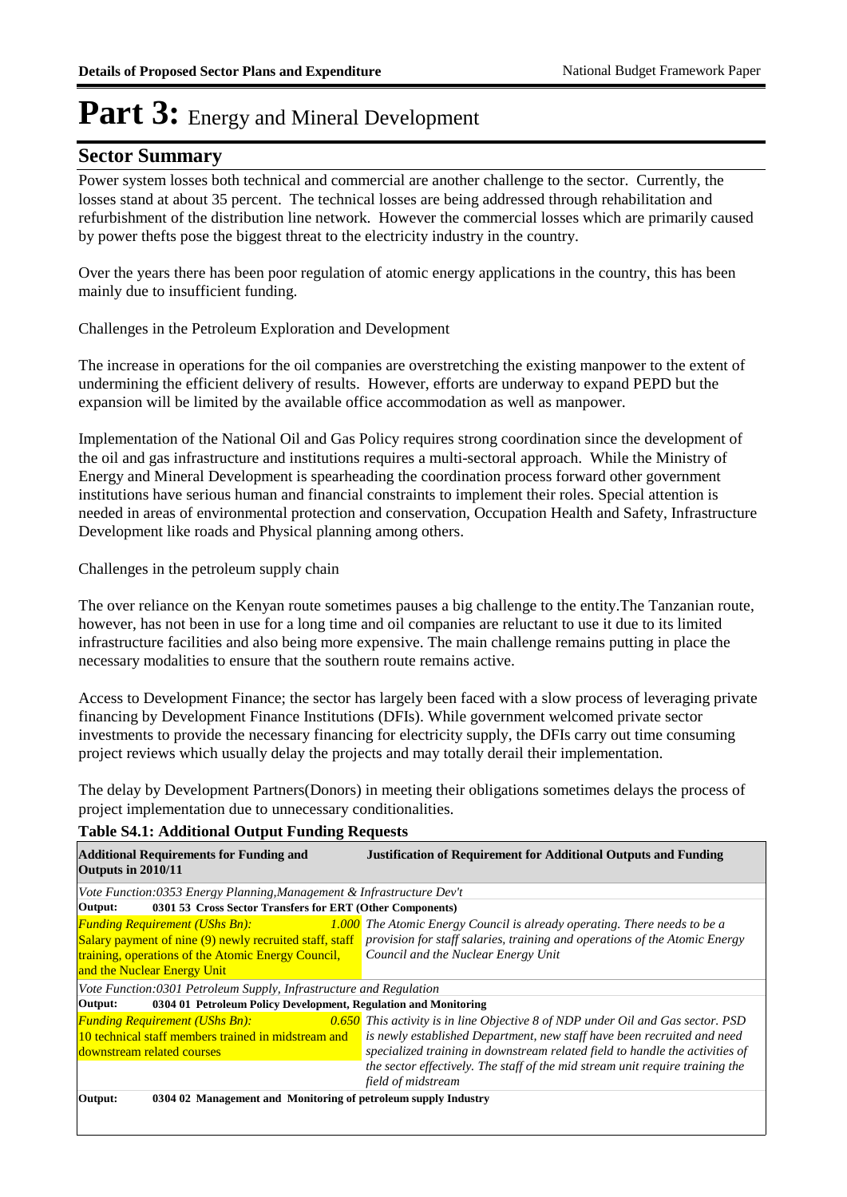# Part 3: Energy and Mineral Development

## Sector Summary

Power system losses both technical and commercial are another challenge to the sector. Currently, the losses stand at about 35 percent. The technical losses are being addressed through rehabilitation and refurbishment of the distribution line network. However the commercial losses which are primarily caused by power thefts pose the biggest threat to the electricity industry in the country.

Over the years there has been poor regulation of atomic energy applications in the country, this has been mainly due to insufficient funding.

Challenges in the Petroleum Exploration and Development

The increase in operations for the oil companies are overstretching the existing manpower to the extent of undermining the efficient delivery of results. However, efforts are underway to expand PEPD but the expansion will be limited by the available office accommodation as well as manpower.

Implementation of the National Oil and Gas Policy requires strong coordination since the development of the oil and gas infrastructure and institutions requires a multi-sectoral approach. While the Ministry of Energy and Mineral Development is spearheading the coordination process forward other government institutions have serious human and financial constraints to implement their roles. Special attention is needed in areas of environmental protection and conservation, Occupation Health and Safety, Infrastructure Development like roads and Physical planning among others.

Challenges in the petroleum supply chain

The over reliance on the Kenyan route sometimes pauses a big challenge to the entity.The Tanzanian route, however, has not been in use for a long time and oil companies are reluctant to use it due to its limited infrastructure facilities and also being more expensive. The main challenge remains putting in place the necessary modalities to ensure that the southern route remains active.

Access to Development Finance; the sector has largely been faced with a slow process of leveraging private financing by Development Finance Institutions (DFIs). While government welcomed private sector investments to provide the necessary financing for electricity supply, the DFIs carry out time consuming project reviews which usually delay the projects and may totally derail their implementation.

The delay by Development Partners(Donors) in meeting their obligations sometimes delays the process of project implementation due to unnecessary conditionalities.

**Table S4.1: Additional Output Funding Requests**

| Additional Requirements for Funding and Outputs in 2010/11 | Justification of Requirement for Additional Outputs and Funding |
|---|---|
| *Vote Function:0353 Energy Planning,Management & Infrastructure Dev't* | |
| **Output: 0301 53 Cross Sector Transfers for ERT (Other Components)** | |
| *Funding Requirement (UShs Bn):* *1.000*<br>Salary payment of nine (9) newly recruited staff, staff training, operations of the Atomic Energy Council, and the Nuclear Energy Unit | *The Atomic Energy Council is already operating. There needs to be a provision for staff salaries, training and operations of the Atomic Energy Council and the Nuclear Energy Unit* |
| *Vote Function:0301 Petroleum Supply, Infrastructure and Regulation* | |
| **Output: 0304 01 Petroleum Policy Development, Regulation and Monitoring** | |
| *Funding Requirement (UShs Bn):* *0.650*<br>10 technical staff members trained in midstream and downstream related courses | *This activity is in line Objective 8 of NDP under Oil and Gas sector. PSD is newly established Department, new staff have been recruited and need specialized training in downstream related field to handle the activities of the sector effectively. The staff of the mid stream unit require training the field of midstream* |
| **Output: 0304 02 Management and Monitoring of petroleum supply Industry** | |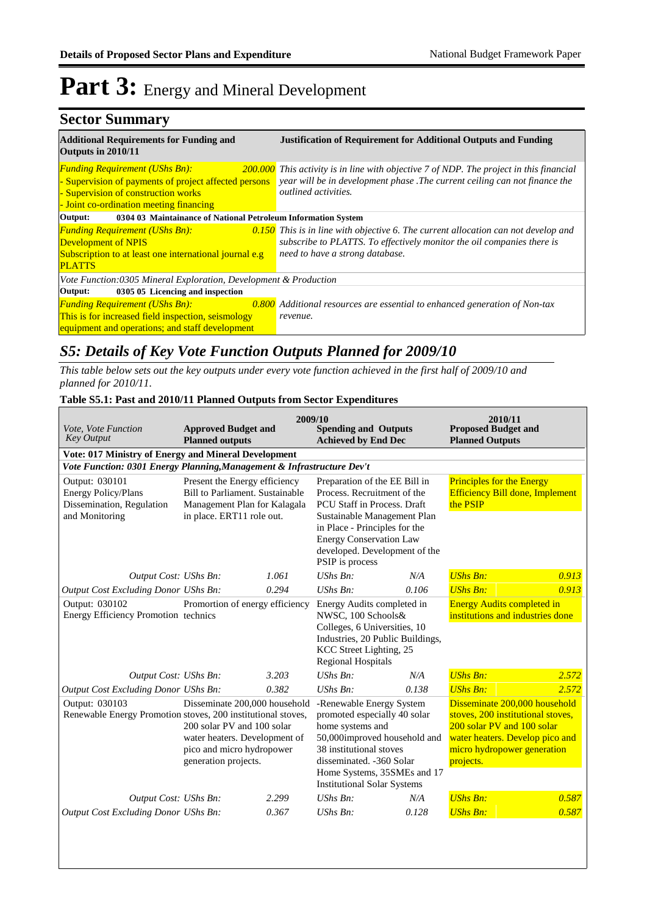# Part 3: Energy and Mineral Development

## Sector Summary

| Additional Requirements for Funding and Outputs in 2010/11 | | Justification of Requirement for Additional Outputs and Funding |
|---|---|---|
| *Funding Requirement (UShs Bn):* <br>- Supervision of payments of project affected persons <br>- Supervision of construction works <br>- Joint co-ordination meeting financing | *200.000* | *This activity is in line with objective 7 of NDP. The project in this financial year will be in development phase .The current ceiling can not finance the outlined activities.* |
| **Output: 0304 03 Maintainance of National Petroleum Information System** | | |
| *Funding Requirement (UShs Bn):* <br>Development of NPIS <br>Subscription to at least one international journal e.g PLATTS | *0.150* | *This is in line with objective 6. The current allocation can not develop and subscribe to PLATTS. To effectively monitor the oil companies there is need to have a strong database.* |
| *Vote Function:0305 Mineral Exploration, Development & Production* | | |
| **Output: 0305 05 Licencing and inspection** | | |
| *Funding Requirement (UShs Bn):* <br>This is for increased field inspection, seismology equipment and operations; and staff development | *0.800* | *Additional resources are essential to enhanced generation of Non-tax revenue.* |

## *S5: Details of Key Vote Function Outputs Planned for 2009/10*

*This table below sets out the key outputs under every vote function achieved in the first half of 2009/10 and planned for 2010/11.*

**Table S5.1: Past and 2010/11 Planned Outputs from Sector Expenditures**

| *Vote, Vote Function Key Output* | 2009/10 **Approved Budget and Planned outputs** | | **Spending and Outputs Achieved by End Dec** | | 2010/11 **Proposed Budget and Planned Outputs** | |
|---|---|---|---|---|---|---|
| **Vote: 017 Ministry of Energy and Mineral Development** | | | | | | |
| ***Vote Function: 0301 Energy Planning,Management & Infrastructure Dev't*** | | | | | | |
| Output: 030101 Energy Policy/Plans Dissemination, Regulation and Monitoring | Present the Energy efficiency Bill to Parliament. Sustainable Management Plan for Kalagala in place. ERT11 role out. | | Preparation of the EE Bill in Process. Recruitment of the PCU Staff in Process. Draft Sustainable Management Plan in Place - Principles for the Energy Conservation Law developed. Development of the PSIP is process | | Principles for the Energy Efficiency Bill done, Implement the PSIP | |
| *Output Cost:* | *UShs Bn:* | *1.061* | *UShs Bn:* | *N/A* | *UShs Bn:* | *0.913* |
| *Output Cost Excluding Donor* | *UShs Bn:* | *0.294* | *UShs Bn:* | *0.106* | *UShs Bn:* | *0.913* |
| Output: 030102 Energy Efficiency Promotion | Promortion of energy efficiency technics | | Energy Audits completed in NWSC, 100 Schools& Colleges, 6 Universities, 10 Industries, 20 Public Buildings, KCC Street Lighting, 25 Regional Hospitals | | Energy Audits completed in institutions and industries done | |
| *Output Cost:* | *UShs Bn:* | *3.203* | *UShs Bn:* | *N/A* | *UShs Bn:* | *2.572* |
| *Output Cost Excluding Donor* | *UShs Bn:* | *0.382* | *UShs Bn:* | *0.138* | *UShs Bn:* | *2.572* |
| Output: 030103 Renewable Energy Promotion | Disseminate 200,000 household stoves, 200 institutional stoves, 200 solar PV and 100 solar water heaters. Development of pico and micro hydropower generation projects. | | -Renewable Energy System promoted especially 40 solar home systems and 50,000improved household and 38 institutional stoves disseminated. -360 Solar Home Systems, 35SMEs and 17 Institutional Solar Systems | | Disseminate 200,000 household stoves, 200 institutional stoves, 200 solar PV and 100 solar water heaters. Develop pico and micro hydropower generation projects. | |
| *Output Cost:* | *UShs Bn:* | *2.299* | *UShs Bn:* | *N/A* | *UShs Bn:* | *0.587* |
| *Output Cost Excluding Donor* | *UShs Bn:* | *0.367* | *UShs Bn:* | *0.128* | *UShs Bn:* | *0.587* |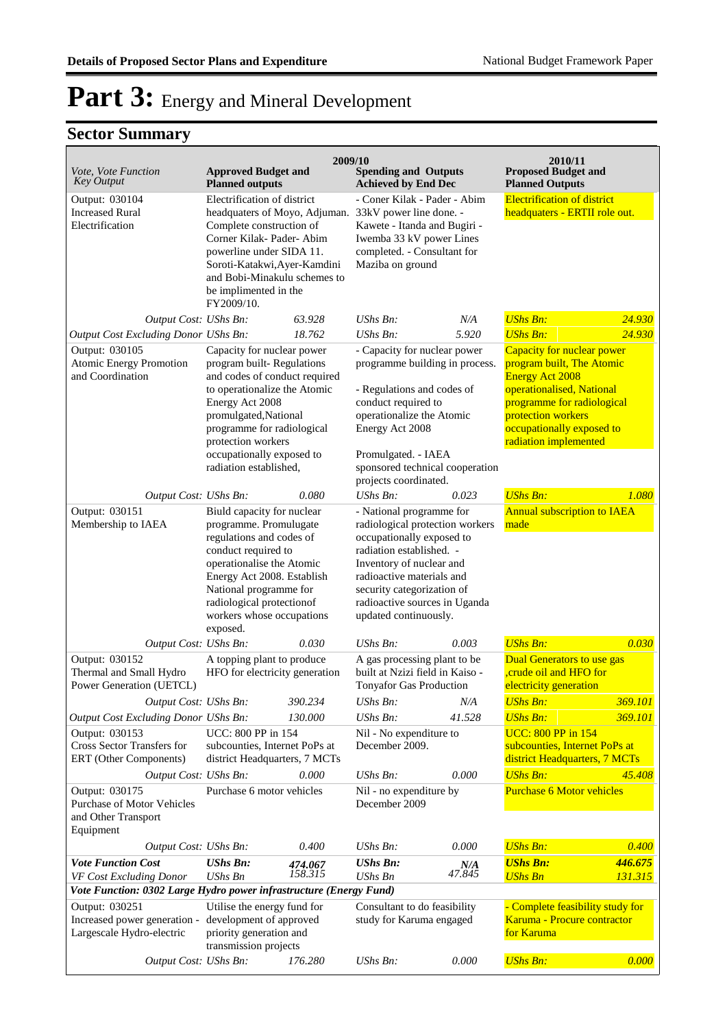# Part 3: Energy and Mineral Development

## Sector Summary

| Vote, Vote Function Key Output | 2009/10 Approved Budget and Planned outputs | | 2009/10 Spending and Outputs Achieved by End Dec | | 2010/11 Proposed Budget and Planned Outputs | |
|---|---|---|---|---|---|---|
| Output: 030104 Increased Rural Electrification | Electrification of district headquaters of Moyo, Adjuman. Complete construction of Corner Kilak- Pader- Abim powerline under SIDA 11. Soroti-Katakwi,Ayer-Kamdini and Bobi-Minakulu schemes to be implimented in the FY2009/10. | | - Coner Kilak - Pader - Abim 33kV power line done. - Kawete - Itanda and Bugiri - Iwemba 33 kV power Lines completed. - Consultant for Maziba on ground | | Electrification of district headquaters - ERTII role out. | |
| *Output Cost:* | *UShs Bn:* | *63.928* | *UShs Bn:* | *N/A* | *UShs Bn:* | *24.930* |
| *Output Cost Excluding Donor* | *UShs Bn:* | *18.762* | *UShs Bn:* | *5.920* | *UShs Bn:* | *24.930* |
| Output: 030105 Atomic Energy Promotion and Coordination | Capacity for nuclear power program built- Regulations and codes of conduct required to operationalize the Atomic Energy Act 2008 promulgated,National programme for radiological protection workers occupationally exposed to radiation established, | | - Capacity for nuclear power programme building in process. - Regulations and codes of conduct required to operationalize the Atomic Energy Act 2008 Promulgated. - IAEA sponsored technical cooperation projects coordinated. | | Capacity for nuclear power program built, The Atomic Energy Act 2008 operationalised, National programme for radiological protection workers occupationally exposed to radiation implemented | |
| *Output Cost:* | *UShs Bn:* | *0.080* | *UShs Bn:* | *0.023* | *UShs Bn:* | *1.080* |
| Output: 030151 Membership to IAEA | Biuld capacity for nuclear programme. Promulugate regulations and codes of conduct required to operationalise the Atomic Energy Act 2008. Establish National programme for radiological protectionof workers whose occupations exposed. | | - National programme for radiological protection workers occupationally exposed to radiation established. - Inventory of nuclear and radioactive materials and security categorization of radioactive sources in Uganda updated continuously. | | Annual subscription to IAEA made | |
| *Output Cost:* | *UShs Bn:* | *0.030* | *UShs Bn:* | *0.003* | *UShs Bn:* | *0.030* |
| Output: 030152 Thermal and Small Hydro Power Generation (UETCL) | A topping plant to produce HFO for electricity generation | | A gas processing plant to be built at Nzizi field in Kaiso - Tonyafor Gas Production | | Dual Generators to use gas ,crude oil and HFO for electricity generation | |
| *Output Cost:* | *UShs Bn:* | *390.234* | *UShs Bn:* | *N/A* | *UShs Bn:* | *369.101* |
| *Output Cost Excluding Donor* | *UShs Bn:* | *130.000* | *UShs Bn:* | *41.528* | *UShs Bn:* | *369.101* |
| Output: 030153 Cross Sector Transfers for ERT (Other Components) | UCC: 800 PP in 154 subcounties, Internet PoPs at district Headquarters, 7 MCTs | | Nil - No expenditure to December 2009. | | UCC: 800 PP in 154 subcounties, Internet PoPs at district Headquarters, 7 MCTs | |
| *Output Cost:* | *UShs Bn:* | *0.000* | *UShs Bn:* | *0.000* | *UShs Bn:* | *45.408* |
| Output: 030175 Purchase of Motor Vehicles and Other Transport Equipment | Purchase 6 motor vehicles | | Nil - no expenditure by December 2009 | | Purchase 6 Motor vehicles | |
| *Output Cost:* | *UShs Bn:* | *0.400* | *UShs Bn:* | *0.000* | *UShs Bn:* | *0.400* |
| ***Vote Function Cost*** | ***UShs Bn:*** | ***474.067*** | ***UShs Bn:*** | ***N/A*** | ***UShs Bn:*** | ***446.675*** |
| *VF Cost Excluding Donor* | *UShs Bn* | *158.315* | *UShs Bn* | *47.845* | *UShs Bn* | *131.315* |
| ***Vote Function: 0302 Large Hydro power infrastructure (Energy Fund)*** | | | | | | |
| Output: 030251 Increased power generation - Largescale Hydro-electric | Utilise the energy fund for development of approved priority generation and transmission projects | | Consultant to do feasibility study for Karuma engaged | | - Complete feasibility study for Karuma - Procure contractor for Karuma | |
| *Output Cost:* | *UShs Bn:* | *176.280* | *UShs Bn:* | *0.000* | *UShs Bn:* | *0.000* |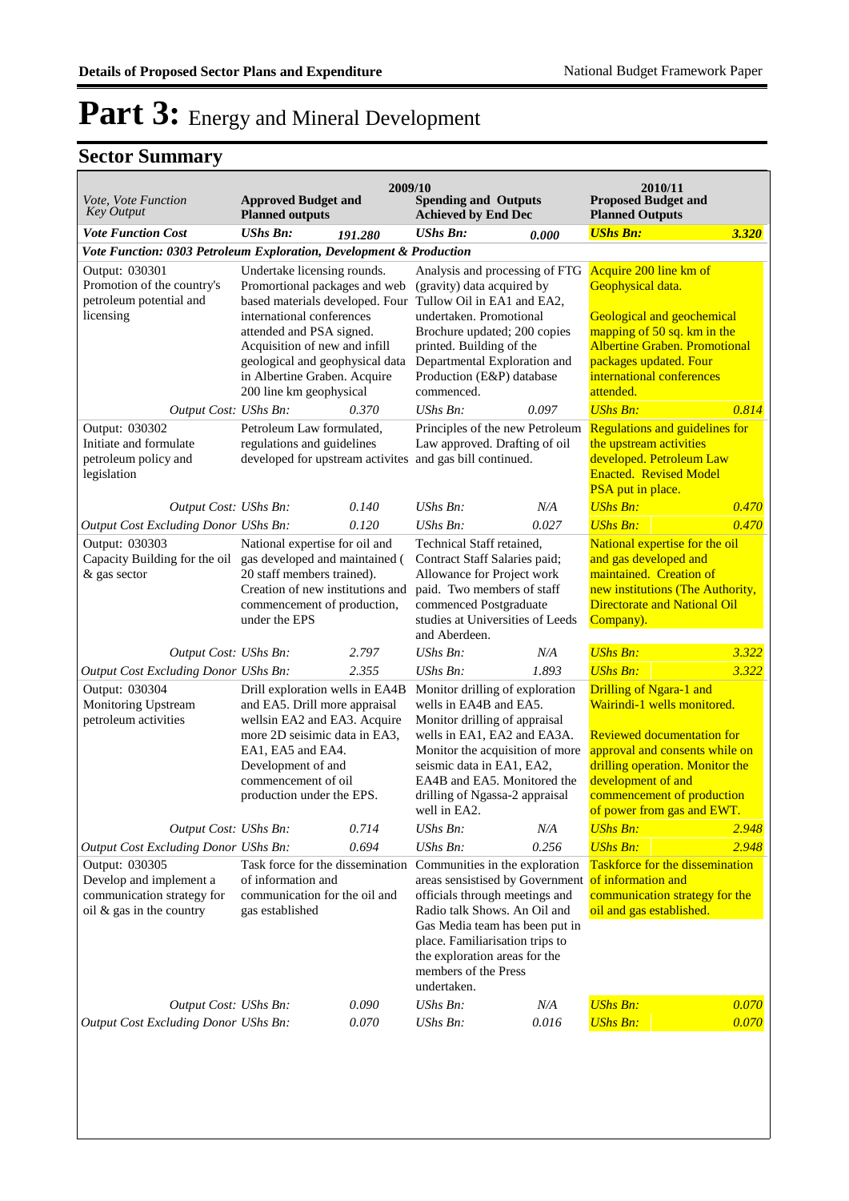# Part 3: Energy and Mineral Development

## Sector Summary

| Vote, Vote Function Key Output | 2009/10 Approved Budget and Planned outputs | | 2009/10 Spending and Outputs Achieved by End Dec | | 2010/11 Proposed Budget and Planned Outputs | |
|---|---|---|---|---|---|---|
| ***Vote Function Cost*** | ***UShs Bn:*** | ***191.280*** | ***UShs Bn:*** | ***0.000*** | ***UShs Bn:*** | ***3.320*** |
| ***Vote Function: 0303 Petroleum Exploration, Development & Production*** | | | | | | |
| Output: 030301 Promotion of the country's petroleum potential and licensing | Undertake licensing rounds. Promortional packages and web based materials developed. Four international conferences attended and PSA signed. Acquisition of new and infill geological and geophysical data in Albertine Graben. Acquire 200 line km geophysical | | Analysis and processing of FTG (gravity) data acquired by Tullow Oil in EA1 and EA2, undertaken. Promotional Brochure updated; 200 copies printed. Building of the Departmental Exploration and Production (E&P) database commenced. | | Acquire 200 line km of Geophysical data. Geological and geochemical mapping of 50 sq. km in the Albertine Graben. Promotional packages updated. Four international conferences attended. | |
| *Output Cost:* | *UShs Bn:* | *0.370* | *UShs Bn:* | *0.097* | *UShs Bn:* | *0.814* |
| Output: 030302 Initiate and formulate petroleum policy and legislation | Petroleum Law formulated, regulations and guidelines developed for upstream activites | | Principles of the new Petroleum Law approved. Drafting of oil and gas bill continued. | | Regulations and guidelines for the upstream activities developed. Petroleum Law Enacted. Revised Model PSA put in place. | |
| *Output Cost:* | *UShs Bn:* | *0.140* | *UShs Bn:* | *N/A* | *UShs Bn:* | *0.470* |
| *Output Cost Excluding Donor* | *UShs Bn:* | *0.120* | *UShs Bn:* | *0.027* | *UShs Bn:* | *0.470* |
| Output: 030303 Capacity Building for the oil & gas sector | National expertise for oil and gas developed and maintained ( 20 staff members trained). Creation of new institutions and commencement of production, under the EPS | | Technical Staff retained, Contract Staff Salaries paid; Allowance for Project work paid. Two members of staff commenced Postgraduate studies at Universities of Leeds and Aberdeen. | | National expertise for the oil and gas developed and maintained. Creation of new institutions (The Authority, Directorate and National Oil Company). | |
| *Output Cost:* | *UShs Bn:* | *2.797* | *UShs Bn:* | *N/A* | *UShs Bn:* | *3.322* |
| *Output Cost Excluding Donor* | *UShs Bn:* | *2.355* | *UShs Bn:* | *1.893* | *UShs Bn:* | *3.322* |
| Output: 030304 Monitoring Upstream petroleum activities | Drill exploration wells in EA4B and EA5. Drill more appraisal wellsin EA2 and EA3. Acquire more 2D seisimic data in EA3, EA1, EA5 and EA4. Development of and commencement of oil production under the EPS. | | Monitor drilling of exploration wells in EA4B and EA5. Monitor drilling of appraisal wells in EA1, EA2 and EA3A. Monitor the acquisition of more seismic data in EA1, EA2, EA4B and EA5. Monitored the drilling of Ngassa-2 appraisal well in EA2. | | Drilling of Ngara-1 and Wairindi-1 wells monitored. Reviewed documentation for approval and consents while on drilling operation. Monitor the development of and commencement of production of power from gas and EWT. | |
| *Output Cost:* | *UShs Bn:* | *0.714* | *UShs Bn:* | *N/A* | *UShs Bn:* | *2.948* |
| *Output Cost Excluding Donor* | *UShs Bn:* | *0.694* | *UShs Bn:* | *0.256* | *UShs Bn:* | *2.948* |
| Output: 030305 Develop and implement a communication strategy for oil & gas in the country | Task force for the dissemination of information and communication for the oil and gas established | | Communities in the exploration areas sensistised by Government officials through meetings and Radio talk Shows. An Oil and Gas Media team has been put in place. Familiarisation trips to the exploration areas for the members of the Press undertaken. | | Taskforce for the dissemination of information and communication strategy for the oil and gas established. | |
| *Output Cost:* | *UShs Bn:* | *0.090* | *UShs Bn:* | *N/A* | *UShs Bn:* | *0.070* |
| *Output Cost Excluding Donor* | *UShs Bn:* | *0.070* | *UShs Bn:* | *0.016* | *UShs Bn:* | *0.070* |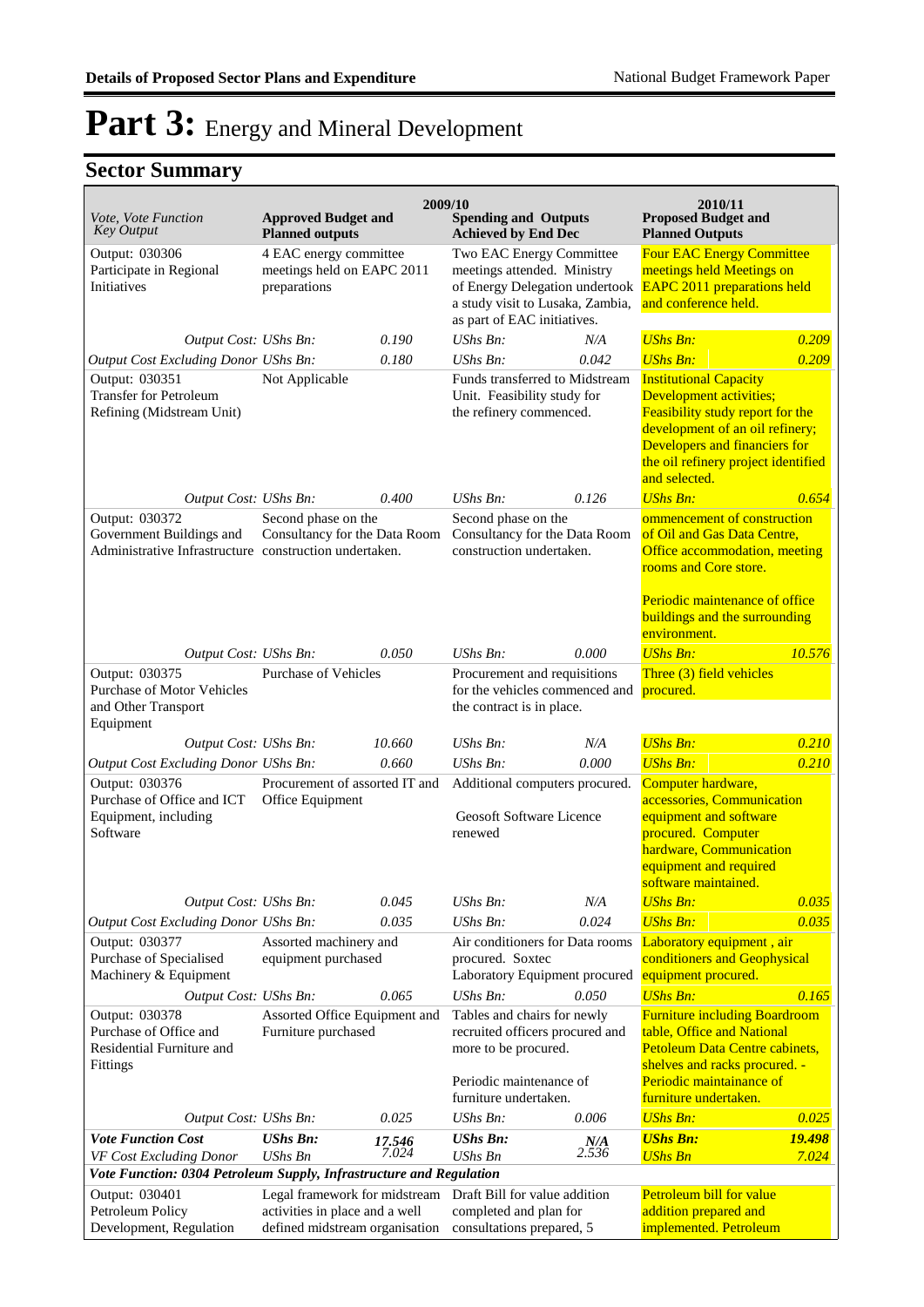# Part 3: Energy and Mineral Development

## Sector Summary

| Vote, Vote Function<br>Key Output | 2009/10<br>Approved Budget and Planned outputs | | 2009/10<br>Spending and Outputs Achieved by End Dec | | 2010/11<br>Proposed Budget and Planned Outputs | |
|---|---|---|---|---|---|---|
| Output: 030306<br>Participate in Regional Initiatives | 4 EAC energy committee meetings held on EAPC 2011 preparations | | Two EAC Energy Committee meetings attended. Ministry of Energy Delegation undertook a study visit to Lusaka, Zambia, as part of EAC initiatives. | | Four EAC Energy Committee meetings held Meetings on EAPC 2011 preparations held and conference held. | |
| *Output Cost: UShs Bn:* | | *0.190* | *UShs Bn:* | *N/A* | *UShs Bn:* | *0.209* |
| *Output Cost Excluding Donor UShs Bn:* | | *0.180* | *UShs Bn:* | *0.042* | *UShs Bn:* | *0.209* |
| Output: 030351<br>Transfer for Petroleum Refining (Midstream Unit) | Not Applicable | | Funds transferred to Midstream Unit. Feasibility study for the refinery commenced. | | Institutional Capacity Development activities; Feasibility study report for the development of an oil refinery; Developers and financiers for the oil refinery project identified and selected. | |
| *Output Cost: UShs Bn:* | | *0.400* | *UShs Bn:* | *0.126* | *UShs Bn:* | *0.654* |
| Output: 030372<br>Government Buildings and Administrative Infrastructure | Second phase on the Consultancy for the Data Room construction undertaken. | | Second phase on the Consultancy for the Data Room construction undertaken. | | ommencement of construction of Oil and Gas Data Centre, Office accommodation, meeting rooms and Core store.<br><br>Periodic maintenance of office buildings and the surrounding environment. | |
| *Output Cost: UShs Bn:* | | *0.050* | *UShs Bn:* | *0.000* | *UShs Bn:* | *10.576* |
| Output: 030375<br>Purchase of Motor Vehicles and Other Transport Equipment | Purchase of Vehicles | | Procurement and requisitions for the vehicles commenced and the contract is in place. | | Three (3) field vehicles procured. | |
| *Output Cost: UShs Bn:* | | *10.660* | *UShs Bn:* | *N/A* | *UShs Bn:* | *0.210* |
| *Output Cost Excluding Donor UShs Bn:* | | *0.660* | *UShs Bn:* | *0.000* | *UShs Bn:* | *0.210* |
| Output: 030376<br>Purchase of Office and ICT Equipment, including Software | Procurement of assorted IT and Office Equipment | | Additional computers procured.<br><br>Geosoft Software Licence renewed | | Computer hardware, accessories, Communication equipment and software procured. Computer hardware, Communication equipment and required software maintained. | |
| *Output Cost: UShs Bn:* | | *0.045* | *UShs Bn:* | *N/A* | *UShs Bn:* | *0.035* |
| *Output Cost Excluding Donor UShs Bn:* | | *0.035* | *UShs Bn:* | *0.024* | *UShs Bn:* | *0.035* |
| Output: 030377<br>Purchase of Specialised Machinery & Equipment | Assorted machinery and equipment purchased | | Air conditioners for Data rooms procured. Soxtec Laboratory Equipment procured | | Laboratory equipment , air conditioners and Geophysical equipment procured. | |
| *Output Cost: UShs Bn:* | | *0.065* | *UShs Bn:* | *0.050* | *UShs Bn:* | *0.165* |
| Output: 030378<br>Purchase of Office and Residential Furniture and Fittings | Assorted Office Equipment and Furniture purchased | | Tables and chairs for newly recruited officers procured and more to be procured.<br><br>Periodic maintenance of furniture undertaken. | | Furniture including Boardroom table, Office and National Petoleum Data Centre cabinets, shelves and racks procured. - Periodic maintainance of furniture undertaken. | |
| *Output Cost: UShs Bn:* | | *0.025* | *UShs Bn:* | *0.006* | *UShs Bn:* | *0.025* |
| ***Vote Function Cost*** | ***UShs Bn:*** | ***17.546*** | ***UShs Bn:*** | ***N/A*** | ***UShs Bn:*** | ***19.498*** |
| *VF Cost Excluding Donor* | *UShs Bn* | *7.024* | *UShs Bn* | *2.536* | *UShs Bn* | *7.024* |
| ***Vote Function: 0304 Petroleum Supply, Infrastructure and Regulation*** | | | | | | |
| Output: 030401<br>Petroleum Policy Development, Regulation | Legal framework for midstream activities in place and a well defined midstream organisation | | Draft Bill for value addition completed and plan for consultations prepared, 5 | | Petroleum bill for value addition prepared and implemented. Petroleum | |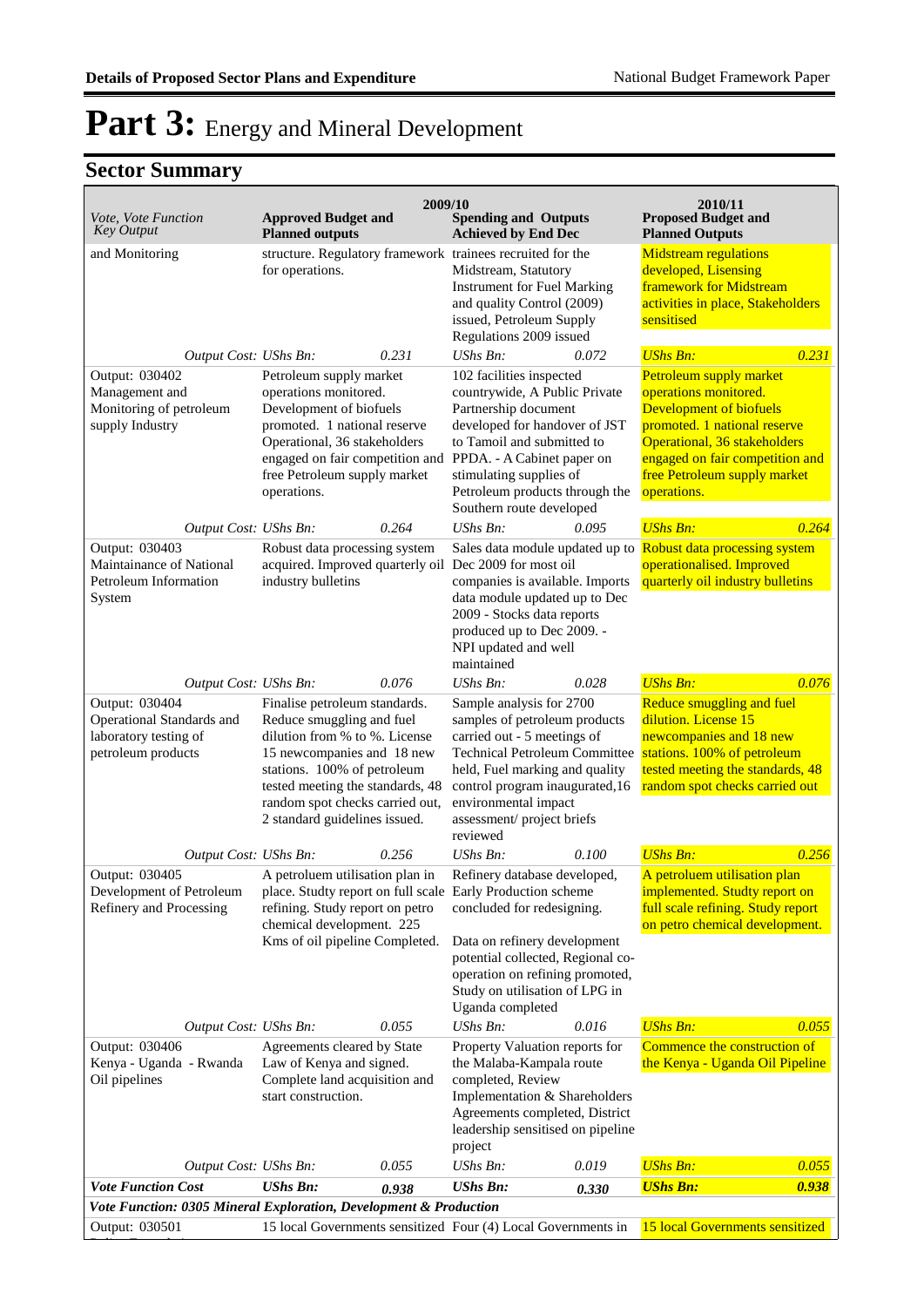# Part 3: Energy and Mineral Development

## Sector Summary

| Vote, Vote Function Key Output | 2009/10 Approved Budget and Planned outputs | | 2009/10 Spending and Outputs Achieved by End Dec | | 2010/11 Proposed Budget and Planned Outputs | |
|---|---|---|---|---|---|---|
| and Monitoring | structure. Regulatory framework for operations. | | trainees recruited for the Midstream, Statutory Instrument for Fuel Marking and quality Control (2009) issued, Petroleum Supply Regulations 2009 issued | | Midstream regulations developed, Lisensing framework for Midstream activities in place, Stakeholders sensitised | |
| *Output Cost:* | *UShs Bn:* | *0.231* | *UShs Bn:* | *0.072* | *UShs Bn:* | *0.231* |
| Output: 030402 Management and Monitoring of petroleum supply Industry | Petroleum supply market operations monitored. Development of biofuels promoted. 1 national reserve Operational, 36 stakeholders engaged on fair competition and free Petroleum supply market operations. | | 102 facilities inspected countrywide, A Public Private Partnership document developed for handover of JST to Tamoil and submitted to PPDA. - A Cabinet paper on stimulating supplies of Petroleum products through the Southern route developed | | Petroleum supply market operations monitored. Development of biofuels promoted. 1 national reserve Operational, 36 stakeholders engaged on fair competition and free Petroleum supply market operations. | |
| *Output Cost:* | *UShs Bn:* | *0.264* | *UShs Bn:* | *0.095* | *UShs Bn:* | *0.264* |
| Output: 030403 Maintainance of National Petroleum Information System | Robust data processing system acquired. Improved quarterly oil industry bulletins | | Sales data module updated up to Dec 2009 for most oil companies is available. Imports data module updated up to Dec 2009 - Stocks data reports produced up to Dec 2009. - NPI updated and well maintained | | Robust data processing system operationalised. Improved quarterly oil industry bulletins | |
| *Output Cost:* | *UShs Bn:* | *0.076* | *UShs Bn:* | *0.028* | *UShs Bn:* | *0.076* |
| Output: 030404 Operational Standards and laboratory testing of petroleum products | Finalise petroleum standards. Reduce smuggling and fuel dilution from % to %. License 15 newcompanies and 18 new stations. 100% of petroleum tested meeting the standards, 48 random spot checks carried out, 2 standard guidelines issued. | | Sample analysis for 2700 samples of petroleum products carried out - 5 meetings of Technical Petroleum Committee held, Fuel marking and quality control program inaugurated,16 environmental impact assessment/ project briefs reviewed | | Reduce smuggling and fuel dilution. License 15 newcompanies and 18 new stations. 100% of petroleum tested meeting the standards, 48 random spot checks carried out | |
| *Output Cost:* | *UShs Bn:* | *0.256* | *UShs Bn:* | *0.100* | *UShs Bn:* | *0.256* |
| Output: 030405 Development of Petroleum Refinery and Processing | A petroluem utilisation plan in place. Studty report on full scale refining. Study report on petro chemical development. 225 Kms of oil pipeline Completed. | | Refinery database developed, Early Production scheme concluded for redesigning.<br><br>Data on refinery development potential collected, Regional co-operation on refining promoted, Study on utilisation of LPG in Uganda completed | | A petroluem utilisation plan implemented. Studty report on full scale refining. Study report on petro chemical development. | |
| *Output Cost:* | *UShs Bn:* | *0.055* | *UShs Bn:* | *0.016* | *UShs Bn:* | *0.055* |
| Output: 030406 Kenya - Uganda - Rwanda Oil pipelines | Agreements cleared by State Law of Kenya and signed. Complete land acquisition and start construction. | | Property Valuation reports for the Malaba-Kampala route completed, Review Implementation & Shareholders Agreements completed, District leadership sensitised on pipeline project | | Commence the construction of the Kenya - Uganda Oil Pipeline | |
| *Output Cost:* | *UShs Bn:* | *0.055* | *UShs Bn:* | *0.019* | *UShs Bn:* | *0.055* |
| ***Vote Function Cost*** | ***UShs Bn:*** | ***0.938*** | ***UShs Bn:*** | ***0.330*** | ***UShs Bn:*** | ***0.938*** |
| ***Vote Function: 0305 Mineral Exploration, Development & Production*** | | | | | | |
| Output: 030501 | 15 local Governments sensitized | | Four (4) Local Governments in | | 15 local Governments sensitized | |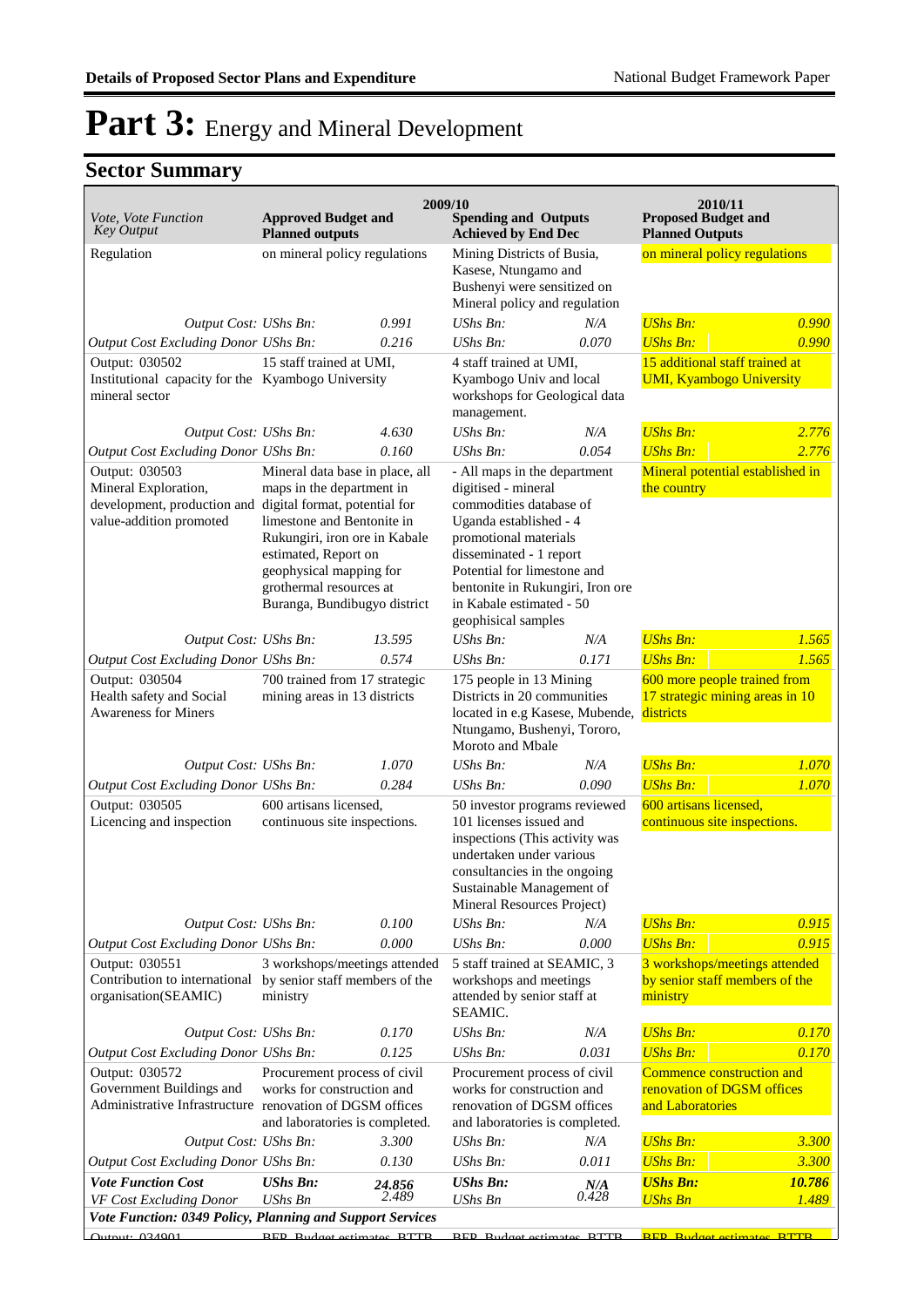# Part 3: Energy and Mineral Development

## Sector Summary

| Vote, Vote Function Key Output | 2009/10 Approved Budget and Planned outputs | | 2009/10 Spending and Outputs Achieved by End Dec | | 2010/11 Proposed Budget and Planned Outputs | |
|---|---|---|---|---|---|---|
| Regulation | on mineral policy regulations | | Mining Districts of Busia, Kasese, Ntungamo and Bushenyi were sensitized on Mineral policy and regulation | | on mineral policy regulations | |
| *Output Cost: UShs Bn:* | | *0.991* | *UShs Bn:* | *N/A* | *UShs Bn:* | *0.990* |
| *Output Cost Excluding Donor UShs Bn:* | | *0.216* | *UShs Bn:* | *0.070* | *UShs Bn:* | *0.990* |
| Output: 030502 Institutional capacity for the mineral sector | 15 staff trained at UMI, Kyambogo University | | 4 staff trained at UMI, Kyambogo Univ and local workshops for Geological data management. | | 15 additional staff trained at UMI, Kyambogo University | |
| *Output Cost: UShs Bn:* | | *4.630* | *UShs Bn:* | *N/A* | *UShs Bn:* | *2.776* |
| *Output Cost Excluding Donor UShs Bn:* | | *0.160* | *UShs Bn:* | *0.054* | *UShs Bn:* | *2.776* |
| Output: 030503 Mineral Exploration, development, production and value-addition promoted | Mineral data base in place, all maps in the department in digital format, potential for limestone and Bentonite in Rukungiri, iron ore in Kabale estimated, Report on geophysical mapping for grothermal resources at Buranga, Bundibugyo district | | - All maps in the department digitised - mineral commodities database of Uganda established - 4 promotional materials disseminated - 1 report Potential for limestone and bentonite in Rukungiri, Iron ore in Kabale estimated - 50 geophisical samples | | Mineral potential established in the country | |
| *Output Cost: UShs Bn:* | | *13.595* | *UShs Bn:* | *N/A* | *UShs Bn:* | *1.565* |
| *Output Cost Excluding Donor UShs Bn:* | | *0.574* | *UShs Bn:* | *0.171* | *UShs Bn:* | *1.565* |
| Output: 030504 Health safety and Social Awareness for Miners | 700 trained from 17 strategic mining areas in 13 districts | | 175 people in 13 Mining Districts in 20 communities located in e.g Kasese, Mubende, Ntungamo, Bushenyi, Tororo, Moroto and Mbale | | 600 more people trained from 17 strategic mining areas in 10 districts | |
| *Output Cost: UShs Bn:* | | *1.070* | *UShs Bn:* | *N/A* | *UShs Bn:* | *1.070* |
| *Output Cost Excluding Donor UShs Bn:* | | *0.284* | *UShs Bn:* | *0.090* | *UShs Bn:* | *1.070* |
| Output: 030505 Licencing and inspection | 600 artisans licensed, continuous site inspections. | | 50 investor programs reviewed 101 licenses issued and inspections (This activity was undertaken under various consultancies in the ongoing Sustainable Management of Mineral Resources Project) | | 600 artisans licensed, continuous site inspections. | |
| *Output Cost: UShs Bn:* | | *0.100* | *UShs Bn:* | *N/A* | *UShs Bn:* | *0.915* |
| *Output Cost Excluding Donor UShs Bn:* | | *0.000* | *UShs Bn:* | *0.000* | *UShs Bn:* | *0.915* |
| Output: 030551 Contribution to international organisation(SEAMIC) | 3 workshops/meetings attended by senior staff members of the ministry | | 5 staff trained at SEAMIC, 3 workshops and meetings attended by senior staff at SEAMIC. | | 3 workshops/meetings attended by senior staff members of the ministry | |
| *Output Cost: UShs Bn:* | | *0.170* | *UShs Bn:* | *N/A* | *UShs Bn:* | *0.170* |
| *Output Cost Excluding Donor UShs Bn:* | | *0.125* | *UShs Bn:* | *0.031* | *UShs Bn:* | *0.170* |
| Output: 030572 Government Buildings and Administrative Infrastructure | Procurement process of civil works for construction and renovation of DGSM offices and laboratories is completed. | | Procurement process of civil works for construction and renovation of DGSM offices and laboratories is completed. | | Commence construction and renovation of DGSM offices and Laboratories | |
| *Output Cost: UShs Bn:* | | *3.300* | *UShs Bn:* | *N/A* | *UShs Bn:* | *3.300* |
| *Output Cost Excluding Donor UShs Bn:* | | *0.130* | *UShs Bn:* | *0.011* | *UShs Bn:* | *3.300* |
| ***Vote Function Cost*** | ***UShs Bn:*** | ***24.856*** | ***UShs Bn:*** | ***N/A*** | ***UShs Bn:*** | ***10.786*** |
| *VF Cost Excluding Donor* | *UShs Bn* | *2.489* | *UShs Bn* | *0.428* | *UShs Bn* | *1.489* |
| ***Vote Function: 0349 Policy, Planning and Support Services*** | | | | | | |
| Output: 034901 | BFP, Budget estimates, BTTB | | BFP, Budget estimates, BTTB | | BFP, Budget estimates, BTTB | |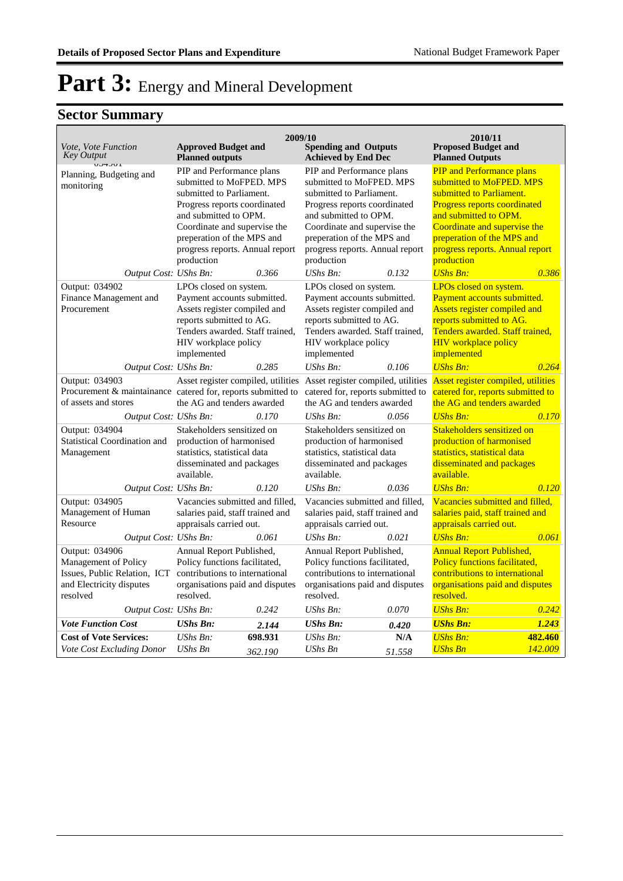# Part 3: Energy and Mineral Development

## Sector Summary

| Vote, Vote Function Key Output | 2009/10 Approved Budget and Planned outputs | | 2009/10 Spending and Outputs Achieved by End Dec | | 2010/11 Proposed Budget and Planned Outputs | |
|---|---|---|---|---|---|---|
| 034901 Planning, Budgeting and monitoring | PIP and Performance plans submitted to MoFPED. MPS submitted to Parliament. Progress reports coordinated and submitted to OPM. Coordinate and supervise the preperation of the MPS and progress reports. Annual report production | | PIP and Performance plans submitted to MoFPED. MPS submitted to Parliament. Progress reports coordinated and submitted to OPM. Coordinate and supervise the preperation of the MPS and progress reports. Annual report production | | PIP and Performance plans submitted to MoFPED. MPS submitted to Parliament. Progress reports coordinated and submitted to OPM. Coordinate and supervise the preperation of the MPS and progress reports. Annual report production | |
| *Output Cost:* | *UShs Bn:* | *0.366* | *UShs Bn:* | *0.132* | *UShs Bn:* | *0.386* |
| Output: 034902 Finance Management and Procurement | LPOs closed on system. Payment accounts submitted. Assets register compiled and reports submitted to AG. Tenders awarded. Staff trained, HIV workplace policy implemented | | LPOs closed on system. Payment accounts submitted. Assets register compiled and reports submitted to AG. Tenders awarded. Staff trained, HIV workplace policy implemented | | LPOs closed on system. Payment accounts submitted. Assets register compiled and reports submitted to AG. Tenders awarded. Staff trained, HIV workplace policy implemented | |
| *Output Cost:* | *UShs Bn:* | *0.285* | *UShs Bn:* | *0.106* | *UShs Bn:* | *0.264* |
| Output: 034903 Procurement & maintainance of assets and stores | Asset register compiled, utilities catered for, reports submitted to the AG and tenders awarded | | Asset register compiled, utilities catered for, reports submitted to the AG and tenders awarded | | Asset register compiled, utilities catered for, reports submitted to the AG and tenders awarded | |
| *Output Cost:* | *UShs Bn:* | *0.170* | *UShs Bn:* | *0.056* | *UShs Bn:* | *0.170* |
| Output: 034904 Statistical Coordination and Management | Stakeholders sensitized on production of harmonised statistics, statistical data disseminated and packages available. | | Stakeholders sensitized on production of harmonised statistics, statistical data disseminated and packages available. | | Stakeholders sensitized on production of harmonised statistics, statistical data disseminated and packages available. | |
| *Output Cost:* | *UShs Bn:* | *0.120* | *UShs Bn:* | *0.036* | *UShs Bn:* | *0.120* |
| Output: 034905 Management of Human Resource | Vacancies submitted and filled, salaries paid, staff trained and appraisals carried out. | | Vacancies submitted and filled, salaries paid, staff trained and appraisals carried out. | | Vacancies submitted and filled, salaries paid, staff trained and appraisals carried out. | |
| *Output Cost:* | *UShs Bn:* | *0.061* | *UShs Bn:* | *0.021* | *UShs Bn:* | *0.061* |
| Output: 034906 Management of Policy Issues, Public Relation, ICT and Electricity disputes resolved | Annual Report Published, Policy functions facilitated, contributions to international organisations paid and disputes resolved. | | Annual Report Published, Policy functions facilitated, contributions to international organisations paid and disputes resolved. | | Annual Report Published, Policy functions facilitated, contributions to international organisations paid and disputes resolved. | |
| *Output Cost:* | *UShs Bn:* | *0.242* | *UShs Bn:* | *0.070* | *UShs Bn:* | *0.242* |
| ***Vote Function Cost*** | ***UShs Bn:*** | ***2.144*** | ***UShs Bn:*** | ***0.420*** | ***UShs Bn:*** | ***1.243*** |
| **Cost of Vote Services:** | *UShs Bn:* | **698.931** | *UShs Bn:* | **N/A** | *UShs Bn:* | **482.460** |
| *Vote Cost Excluding Donor* | *UShs Bn* | *362.190* | *UShs Bn* | *51.558* | *UShs Bn* | *142.009* |